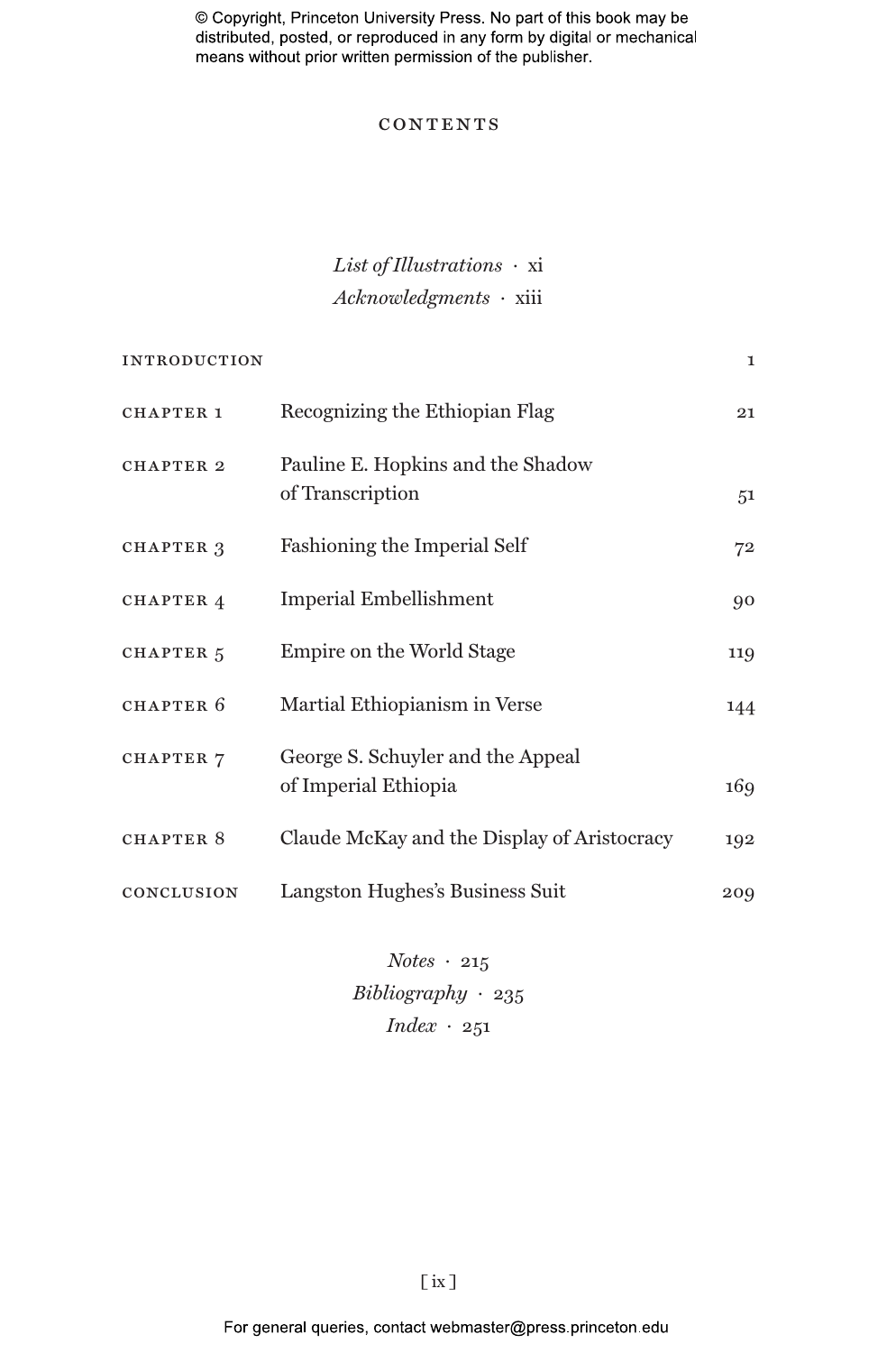# CONTENTS

*List of Illustrations* · xi

*Acknowledgments* · xiii

| | | |
|---|---|---|
| INTRODUCTION | | 1 |
| CHAPTER 1 | Recognizing the Ethiopian Flag | 21 |
| CHAPTER 2 | Pauline E. Hopkins and the Shadow of Transcription | 51 |
| CHAPTER 3 | Fashioning the Imperial Self | 72 |
| CHAPTER 4 | Imperial Embellishment | 90 |
| CHAPTER 5 | Empire on the World Stage | 119 |
| CHAPTER 6 | Martial Ethiopianism in Verse | 144 |
| CHAPTER 7 | George S. Schuyler and the Appeal of Imperial Ethiopia | 169 |
| CHAPTER 8 | Claude McKay and the Display of Aristocracy | 192 |
| CONCLUSION | Langston Hughes's Business Suit | 209 |

*Notes* · 215

*Bibliography* · 235

*Index* · 251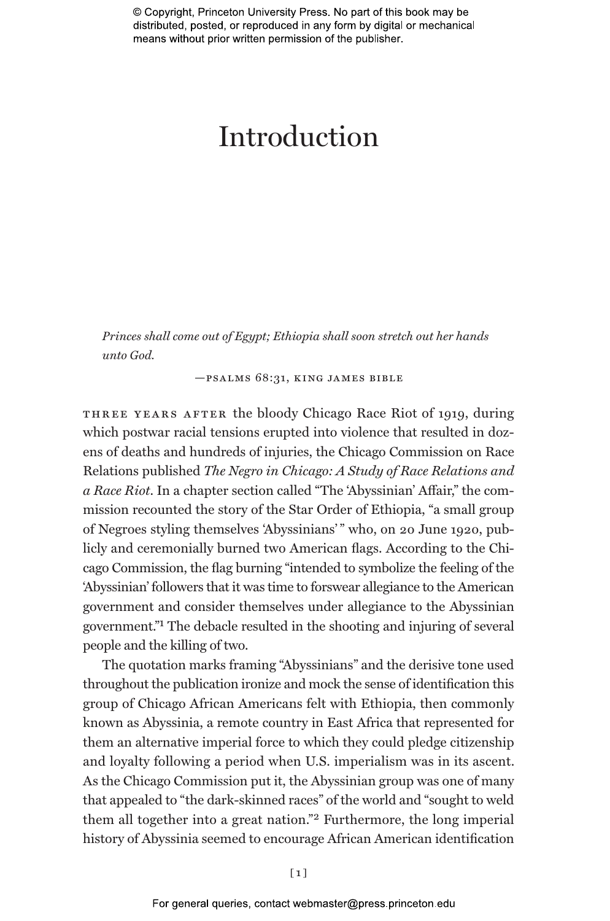# Introduction

*Princes shall come out of Egypt; Ethiopia shall soon stretch out her hands unto God.*

—PSALMS 68:31, KING JAMES BIBLE

THREE YEARS AFTER the bloody Chicago Race Riot of 1919, during which postwar racial tensions erupted into violence that resulted in dozens of deaths and hundreds of injuries, the Chicago Commission on Race Relations published *The Negro in Chicago: A Study of Race Relations and a Race Riot*. In a chapter section called "The 'Abyssinian' Affair," the commission recounted the story of the Star Order of Ethiopia, "a small group of Negroes styling themselves 'Abyssinians' " who, on 20 June 1920, publicly and ceremonially burned two American flags. According to the Chicago Commission, the flag burning "intended to symbolize the feeling of the 'Abyssinian' followers that it was time to forswear allegiance to the American government and consider themselves under allegiance to the Abyssinian government."[1] The debacle resulted in the shooting and injuring of several people and the killing of two.

The quotation marks framing "Abyssinians" and the derisive tone used throughout the publication ironize and mock the sense of identification this group of Chicago African Americans felt with Ethiopia, then commonly known as Abyssinia, a remote country in East Africa that represented for them an alternative imperial force to which they could pledge citizenship and loyalty following a period when U.S. imperialism was in its ascent. As the Chicago Commission put it, the Abyssinian group was one of many that appealed to "the dark-skinned races" of the world and "sought to weld them all together into a great nation."[2] Furthermore, the long imperial history of Abyssinia seemed to encourage African American identification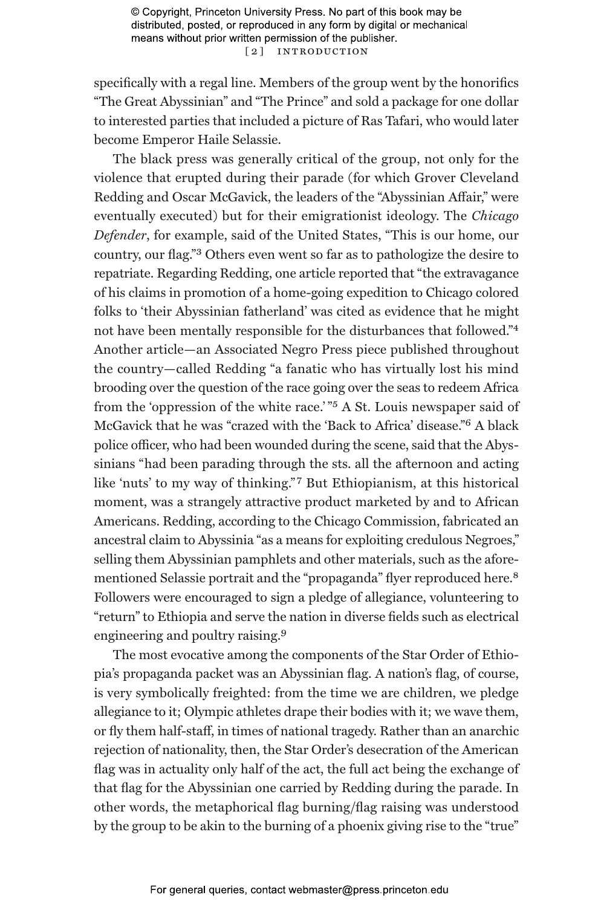specifically with a regal line. Members of the group went by the honorifics "The Great Abyssinian" and "The Prince" and sold a package for one dollar to interested parties that included a picture of Ras Tafari, who would later become Emperor Haile Selassie.

The black press was generally critical of the group, not only for the violence that erupted during their parade (for which Grover Cleveland Redding and Oscar McGavick, the leaders of the "Abyssinian Affair," were eventually executed) but for their emigrationist ideology. The *Chicago Defender*, for example, said of the United States, "This is our home, our country, our flag."[3] Others even went so far as to pathologize the desire to repatriate. Regarding Redding, one article reported that "the extravagance of his claims in promotion of a home-going expedition to Chicago colored folks to 'their Abyssinian fatherland' was cited as evidence that he might not have been mentally responsible for the disturbances that followed."[4] Another article—an Associated Negro Press piece published throughout the country—called Redding "a fanatic who has virtually lost his mind brooding over the question of the race going over the seas to redeem Africa from the 'oppression of the white race.'"[5] A St. Louis newspaper said of McGavick that he was "crazed with the 'Back to Africa' disease."[6] A black police officer, who had been wounded during the scene, said that the Abyssinians "had been parading through the sts. all the afternoon and acting like 'nuts' to my way of thinking."[7] But Ethiopianism, at this historical moment, was a strangely attractive product marketed by and to African Americans. Redding, according to the Chicago Commission, fabricated an ancestral claim to Abyssinia "as a means for exploiting credulous Negroes," selling them Abyssinian pamphlets and other materials, such as the aforementioned Selassie portrait and the "propaganda" flyer reproduced here.[8] Followers were encouraged to sign a pledge of allegiance, volunteering to "return" to Ethiopia and serve the nation in diverse fields such as electrical engineering and poultry raising.[9]

The most evocative among the components of the Star Order of Ethiopia's propaganda packet was an Abyssinian flag. A nation's flag, of course, is very symbolically freighted: from the time we are children, we pledge allegiance to it; Olympic athletes drape their bodies with it; we wave them, or fly them half-staff, in times of national tragedy. Rather than an anarchic rejection of nationality, then, the Star Order's desecration of the American flag was in actuality only half of the act, the full act being the exchange of that flag for the Abyssinian one carried by Redding during the parade. In other words, the metaphorical flag burning/flag raising was understood by the group to be akin to the burning of a phoenix giving rise to the "true"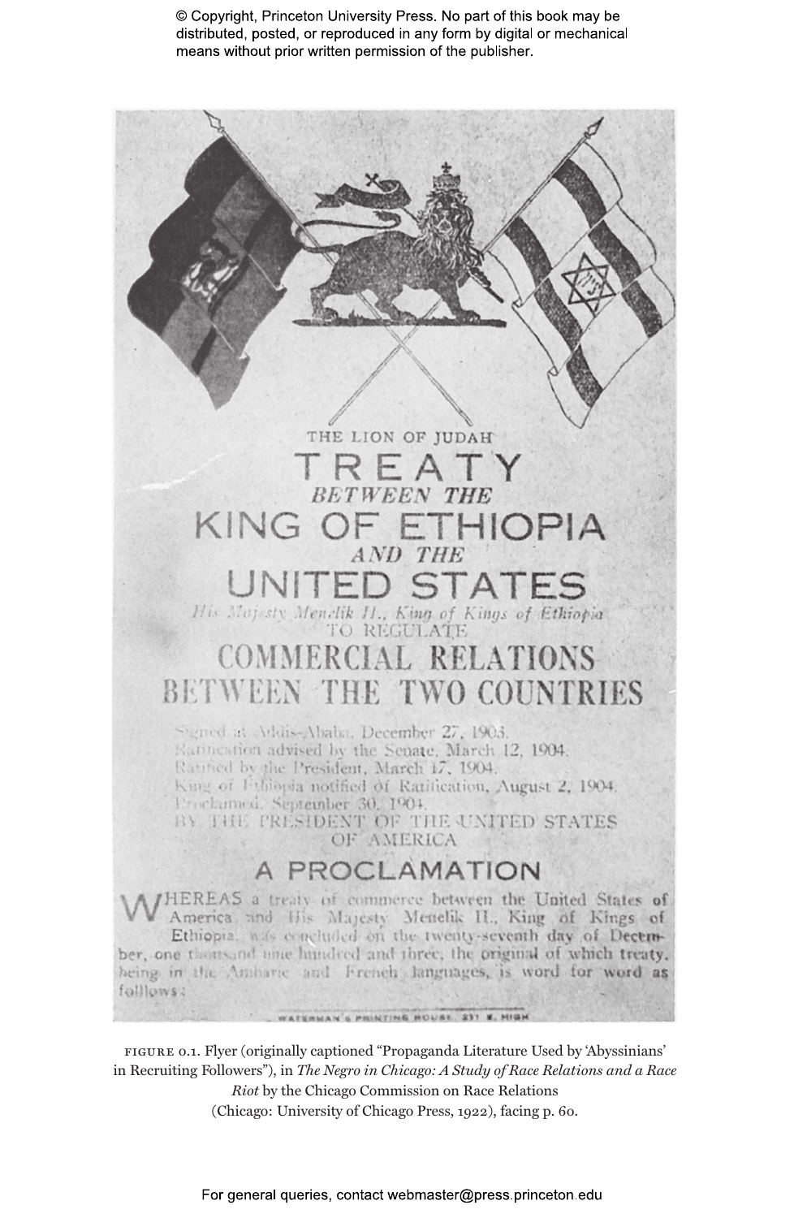© Copyright, Princeton University Press. No part of this book may be distributed, posted, or reproduced in any form by digital or mechanical means without prior written permission of the publisher.

THE LION OF JUDAH

# TREATY

***BETWEEN THE***

# KING OF ETHIOPIA

***AND THE***

# UNITED STATES

*His Majesty Menelik II., King of Kings of Ethiopia*

TO REGULATE

## COMMERCIAL RELATIONS BETWEEN THE TWO COUNTRIES

Signed at Addis-Ababa, December 27, 1903.
Ratification advised by the Senate, March 12, 1904.
Ratified by the President, March 17, 1904.
King of Ethiopia notified of Ratification, August 2, 1904.
Proclaimed, September 30, 1904.
BY THE PRESIDENT OF THE UNITED STATES OF AMERICA

## A PROCLAMATION

WHEREAS a treaty of commerce between the United States of America and His Majesty Menelik II., King of Kings of Ethiopia, was concluded on the twenty-seventh day of December, one thousand nine hundred and three, the original of which treaty, being in the Amharic and French languages, is word for word as follows:

WATERMAN'S PRINTING HOUSE, 231 E. HIGH

FIGURE 0.1. Flyer (originally captioned "Propaganda Literature Used by 'Abyssinians' in Recruiting Followers"), in *The Negro in Chicago: A Study of Race Relations and a Race Riot* by the Chicago Commission on Race Relations (Chicago: University of Chicago Press, 1922), facing p. 60.

For general queries, contact webmaster@press.princeton.edu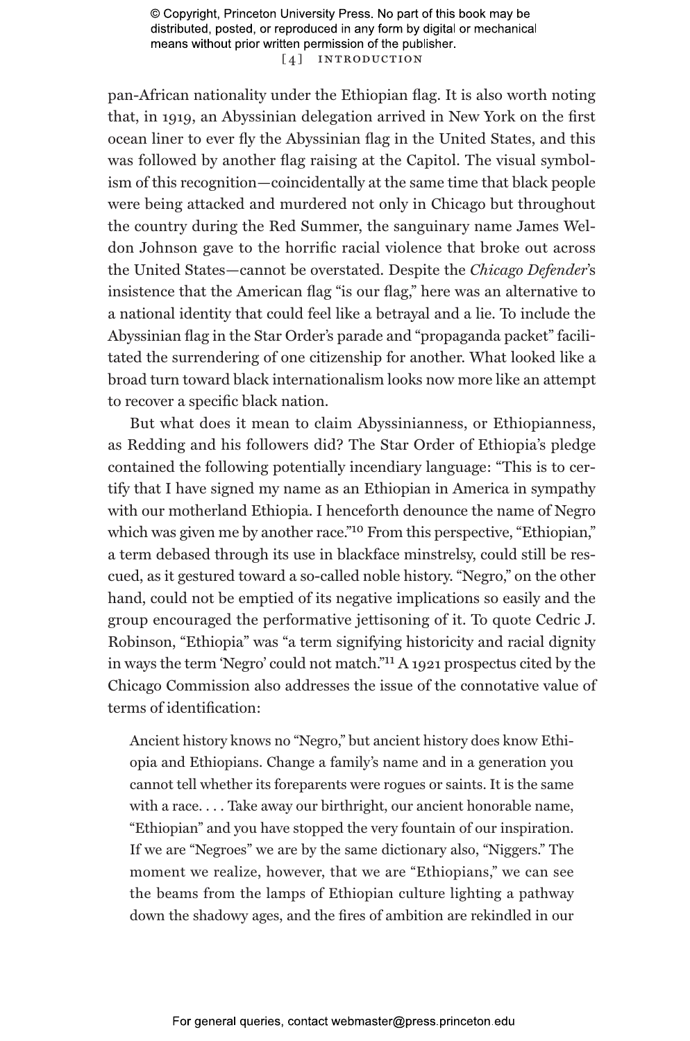pan-African nationality under the Ethiopian flag. It is also worth noting that, in 1919, an Abyssinian delegation arrived in New York on the first ocean liner to ever fly the Abyssinian flag in the United States, and this was followed by another flag raising at the Capitol. The visual symbolism of this recognition—coincidentally at the same time that black people were being attacked and murdered not only in Chicago but throughout the country during the Red Summer, the sanguinary name James Weldon Johnson gave to the horrific racial violence that broke out across the United States—cannot be overstated. Despite the *Chicago Defender*'s insistence that the American flag "is our flag," here was an alternative to a national identity that could feel like a betrayal and a lie. To include the Abyssinian flag in the Star Order's parade and "propaganda packet" facilitated the surrendering of one citizenship for another. What looked like a broad turn toward black internationalism looks now more like an attempt to recover a specific black nation.

But what does it mean to claim Abyssinianness, or Ethiopianness, as Redding and his followers did? The Star Order of Ethiopia's pledge contained the following potentially incendiary language: "This is to certify that I have signed my name as an Ethiopian in America in sympathy with our motherland Ethiopia. I henceforth denounce the name of Negro which was given me by another race."[10] From this perspective, "Ethiopian," a term debased through its use in blackface minstrelsy, could still be rescued, as it gestured toward a so-called noble history. "Negro," on the other hand, could not be emptied of its negative implications so easily and the group encouraged the performative jettisoning of it. To quote Cedric J. Robinson, "Ethiopia" was "a term signifying historicity and racial dignity in ways the term 'Negro' could not match."[11] A 1921 prospectus cited by the Chicago Commission also addresses the issue of the connotative value of terms of identification:

> Ancient history knows no "Negro," but ancient history does know Ethiopia and Ethiopians. Change a family's name and in a generation you cannot tell whether its foreparents were rogues or saints. It is the same with a race. . . . Take away our birthright, our ancient honorable name, "Ethiopian" and you have stopped the very fountain of our inspiration. If we are "Negroes" we are by the same dictionary also, "Niggers." The moment we realize, however, that we are "Ethiopians," we can see the beams from the lamps of Ethiopian culture lighting a pathway down the shadowy ages, and the fires of ambition are rekindled in our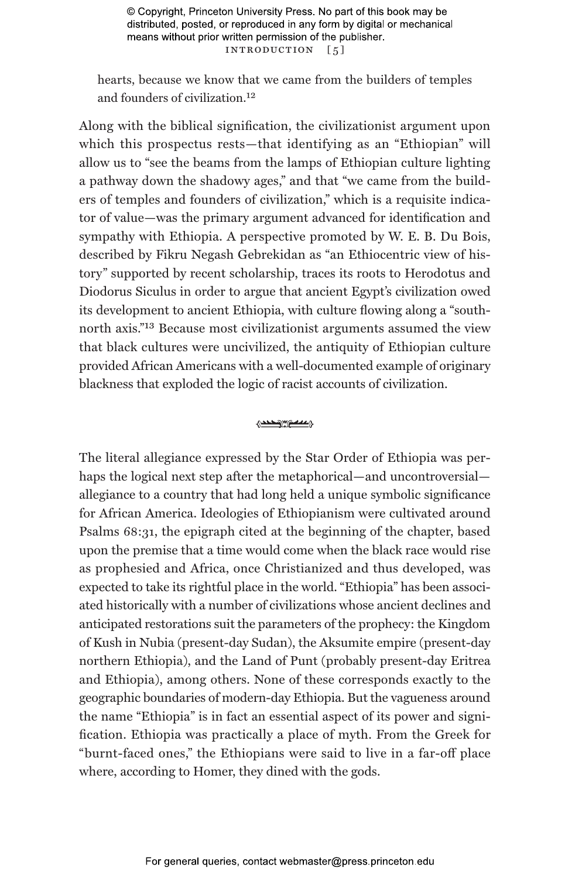hearts, because we know that we came from the builders of temples and founders of civilization.[12]

Along with the biblical signification, the civilizationist argument upon which this prospectus rests—that identifying as an "Ethiopian" will allow us to "see the beams from the lamps of Ethiopian culture lighting a pathway down the shadowy ages," and that "we came from the builders of temples and founders of civilization," which is a requisite indicator of value—was the primary argument advanced for identification and sympathy with Ethiopia. A perspective promoted by W. E. B. Du Bois, described by Fikru Negash Gebrekidan as "an Ethiocentric view of history" supported by recent scholarship, traces its roots to Herodotus and Diodorus Siculus in order to argue that ancient Egypt's civilization owed its development to ancient Ethiopia, with culture flowing along a "south-north axis."[13] Because most civilizationist arguments assumed the view that black cultures were uncivilized, the antiquity of Ethiopian culture provided African Americans with a well-documented example of originary blackness that exploded the logic of racist accounts of civilization.

The literal allegiance expressed by the Star Order of Ethiopia was perhaps the logical next step after the metaphorical—and uncontroversial—allegiance to a country that had long held a unique symbolic significance for African America. Ideologies of Ethiopianism were cultivated around Psalms 68:31, the epigraph cited at the beginning of the chapter, based upon the premise that a time would come when the black race would rise as prophesied and Africa, once Christianized and thus developed, was expected to take its rightful place in the world. "Ethiopia" has been associated historically with a number of civilizations whose ancient declines and anticipated restorations suit the parameters of the prophecy: the Kingdom of Kush in Nubia (present-day Sudan), the Aksumite empire (present-day northern Ethiopia), and the Land of Punt (probably present-day Eritrea and Ethiopia), among others. None of these corresponds exactly to the geographic boundaries of modern-day Ethiopia. But the vagueness around the name "Ethiopia" is in fact an essential aspect of its power and signification. Ethiopia was practically a place of myth. From the Greek for "burnt-faced ones," the Ethiopians were said to live in a far-off place where, according to Homer, they dined with the gods.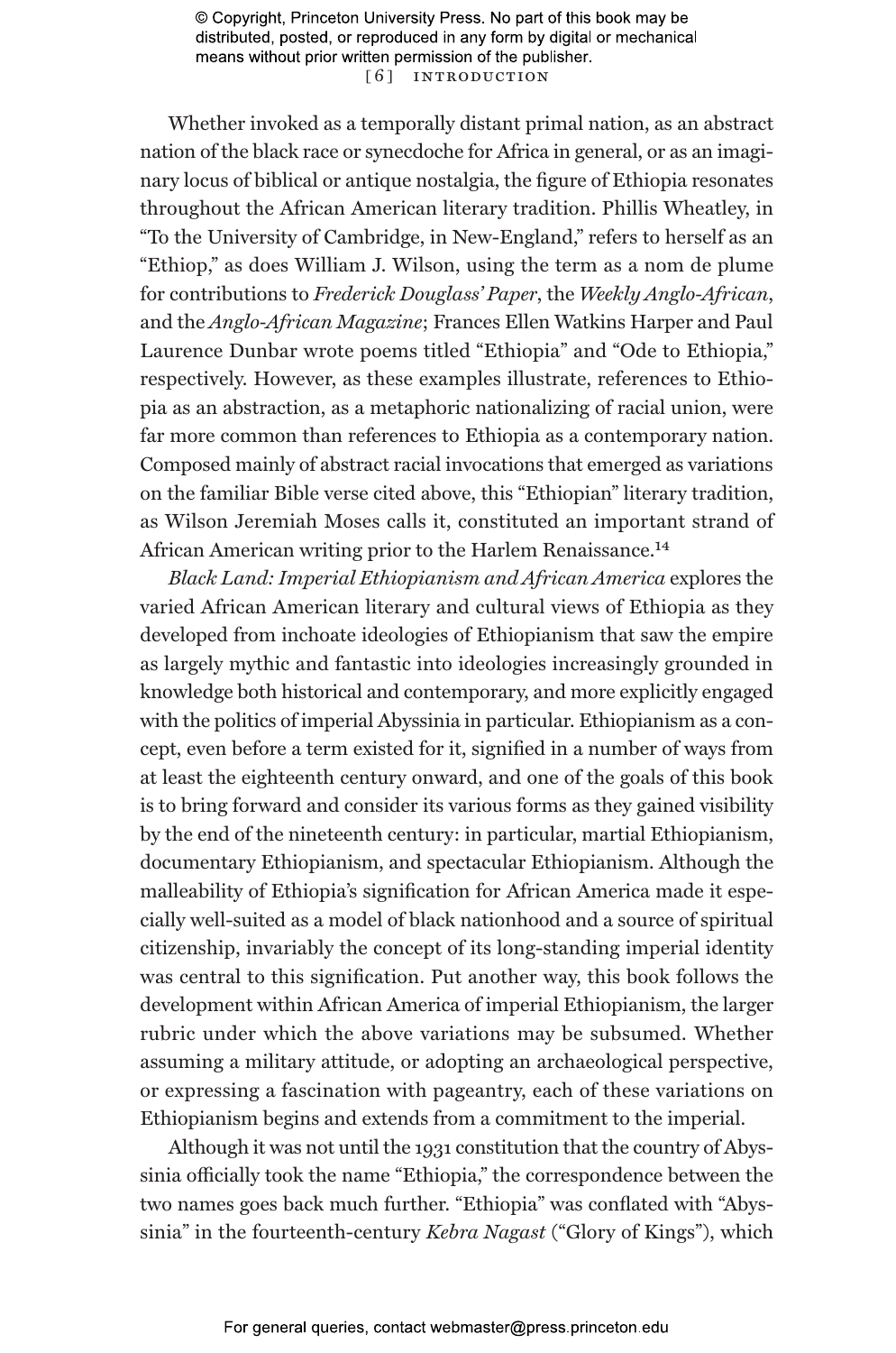Whether invoked as a temporally distant primal nation, as an abstract nation of the black race or synecdoche for Africa in general, or as an imaginary locus of biblical or antique nostalgia, the figure of Ethiopia resonates throughout the African American literary tradition. Phillis Wheatley, in "To the University of Cambridge, in New-England," refers to herself as an "Ethiop," as does William J. Wilson, using the term as a nom de plume for contributions to *Frederick Douglass' Paper*, the *Weekly Anglo-African*, and the *Anglo-African Magazine*; Frances Ellen Watkins Harper and Paul Laurence Dunbar wrote poems titled "Ethiopia" and "Ode to Ethiopia," respectively. However, as these examples illustrate, references to Ethiopia as an abstraction, as a metaphoric nationalizing of racial union, were far more common than references to Ethiopia as a contemporary nation. Composed mainly of abstract racial invocations that emerged as variations on the familiar Bible verse cited above, this "Ethiopian" literary tradition, as Wilson Jeremiah Moses calls it, constituted an important strand of African American writing prior to the Harlem Renaissance.[14]

*Black Land: Imperial Ethiopianism and African America* explores the varied African American literary and cultural views of Ethiopia as they developed from inchoate ideologies of Ethiopianism that saw the empire as largely mythic and fantastic into ideologies increasingly grounded in knowledge both historical and contemporary, and more explicitly engaged with the politics of imperial Abyssinia in particular. Ethiopianism as a concept, even before a term existed for it, signified in a number of ways from at least the eighteenth century onward, and one of the goals of this book is to bring forward and consider its various forms as they gained visibility by the end of the nineteenth century: in particular, martial Ethiopianism, documentary Ethiopianism, and spectacular Ethiopianism. Although the malleability of Ethiopia's signification for African America made it especially well-suited as a model of black nationhood and a source of spiritual citizenship, invariably the concept of its long-standing imperial identity was central to this signification. Put another way, this book follows the development within African America of imperial Ethiopianism, the larger rubric under which the above variations may be subsumed. Whether assuming a military attitude, or adopting an archaeological perspective, or expressing a fascination with pageantry, each of these variations on Ethiopianism begins and extends from a commitment to the imperial.

Although it was not until the 1931 constitution that the country of Abyssinia officially took the name "Ethiopia," the correspondence between the two names goes back much further. "Ethiopia" was conflated with "Abyssinia" in the fourteenth-century *Kebra Nagast* ("Glory of Kings"), which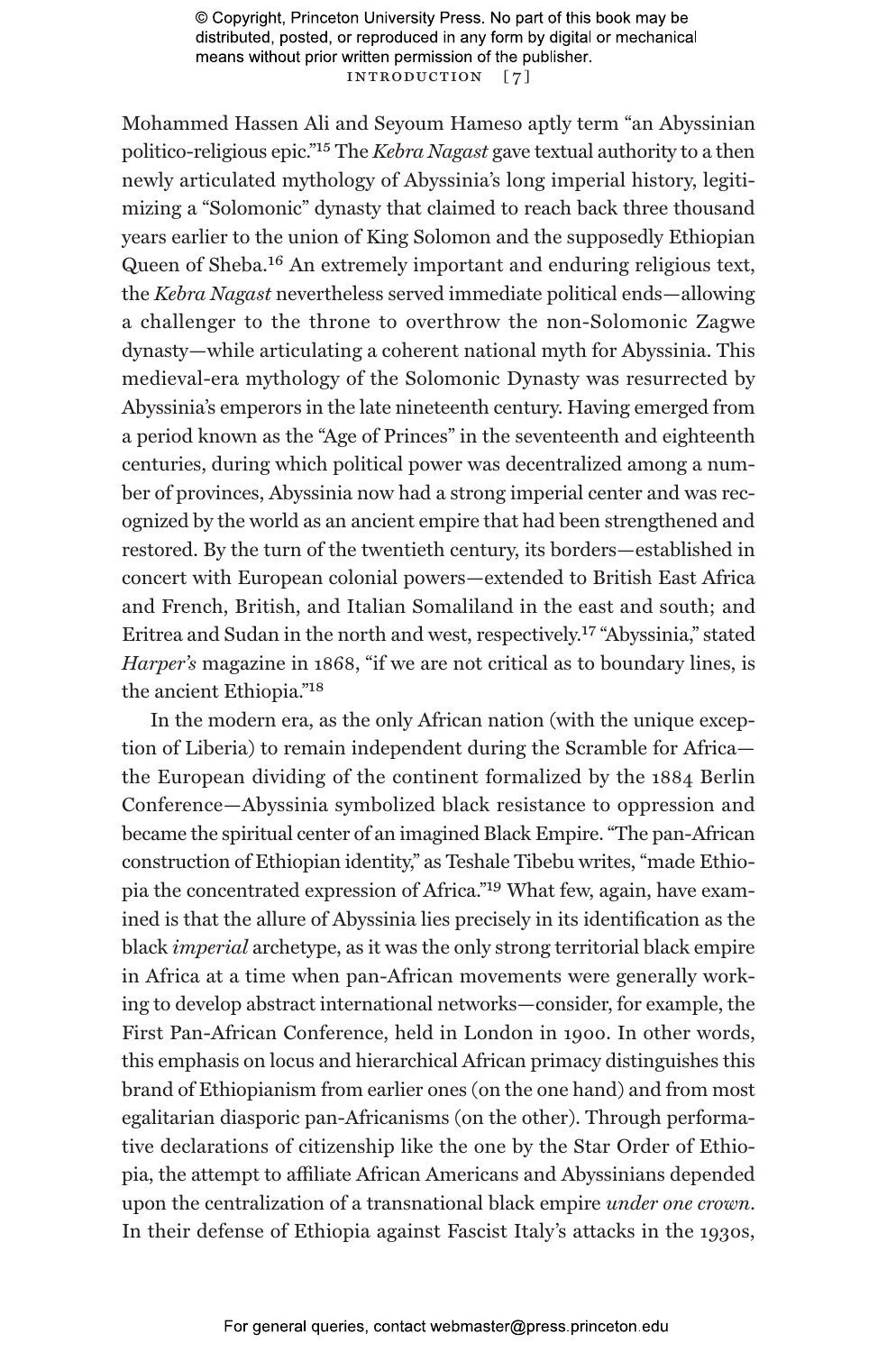Mohammed Hassen Ali and Seyoum Hameso aptly term "an Abyssinian politico-religious epic."[15] The *Kebra Nagast* gave textual authority to a then newly articulated mythology of Abyssinia's long imperial history, legitimizing a "Solomonic" dynasty that claimed to reach back three thousand years earlier to the union of King Solomon and the supposedly Ethiopian Queen of Sheba.[16] An extremely important and enduring religious text, the *Kebra Nagast* nevertheless served immediate political ends—allowing a challenger to the throne to overthrow the non-Solomonic Zagwe dynasty—while articulating a coherent national myth for Abyssinia. This medieval-era mythology of the Solomonic Dynasty was resurrected by Abyssinia's emperors in the late nineteenth century. Having emerged from a period known as the "Age of Princes" in the seventeenth and eighteenth centuries, during which political power was decentralized among a number of provinces, Abyssinia now had a strong imperial center and was recognized by the world as an ancient empire that had been strengthened and restored. By the turn of the twentieth century, its borders—established in concert with European colonial powers—extended to British East Africa and French, British, and Italian Somaliland in the east and south; and Eritrea and Sudan in the north and west, respectively.[17] "Abyssinia," stated *Harper's* magazine in 1868, "if we are not critical as to boundary lines, is the ancient Ethiopia."[18]

In the modern era, as the only African nation (with the unique exception of Liberia) to remain independent during the Scramble for Africa—the European dividing of the continent formalized by the 1884 Berlin Conference—Abyssinia symbolized black resistance to oppression and became the spiritual center of an imagined Black Empire. "The pan-African construction of Ethiopian identity," as Teshale Tibebu writes, "made Ethiopia the concentrated expression of Africa."[19] What few, again, have examined is that the allure of Abyssinia lies precisely in its identification as the black *imperial* archetype, as it was the only strong territorial black empire in Africa at a time when pan-African movements were generally working to develop abstract international networks—consider, for example, the First Pan-African Conference, held in London in 1900. In other words, this emphasis on locus and hierarchical African primacy distinguishes this brand of Ethiopianism from earlier ones (on the one hand) and from most egalitarian diasporic pan-Africanisms (on the other). Through performative declarations of citizenship like the one by the Star Order of Ethiopia, the attempt to affiliate African Americans and Abyssinians depended upon the centralization of a transnational black empire *under one crown*. In their defense of Ethiopia against Fascist Italy's attacks in the 1930s,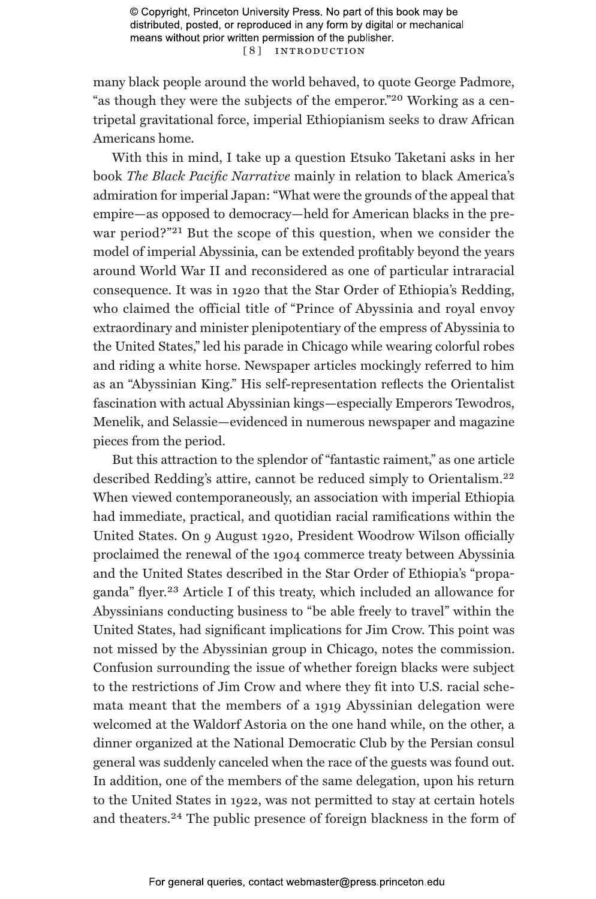many black people around the world behaved, to quote George Padmore, "as though they were the subjects of the emperor."[20] Working as a centripetal gravitational force, imperial Ethiopianism seeks to draw African Americans home.

With this in mind, I take up a question Etsuko Taketani asks in her book *The Black Pacific Narrative* mainly in relation to black America's admiration for imperial Japan: "What were the grounds of the appeal that empire—as opposed to democracy—held for American blacks in the prewar period?"[21] But the scope of this question, when we consider the model of imperial Abyssinia, can be extended profitably beyond the years around World War II and reconsidered as one of particular intraracial consequence. It was in 1920 that the Star Order of Ethiopia's Redding, who claimed the official title of "Prince of Abyssinia and royal envoy extraordinary and minister plenipotentiary of the empress of Abyssinia to the United States," led his parade in Chicago while wearing colorful robes and riding a white horse. Newspaper articles mockingly referred to him as an "Abyssinian King." His self-representation reflects the Orientalist fascination with actual Abyssinian kings—especially Emperors Tewodros, Menelik, and Selassie—evidenced in numerous newspaper and magazine pieces from the period.

But this attraction to the splendor of "fantastic raiment," as one article described Redding's attire, cannot be reduced simply to Orientalism.[22] When viewed contemporaneously, an association with imperial Ethiopia had immediate, practical, and quotidian racial ramifications within the United States. On 9 August 1920, President Woodrow Wilson officially proclaimed the renewal of the 1904 commerce treaty between Abyssinia and the United States described in the Star Order of Ethiopia's "propaganda" flyer.[23] Article I of this treaty, which included an allowance for Abyssinians conducting business to "be able freely to travel" within the United States, had significant implications for Jim Crow. This point was not missed by the Abyssinian group in Chicago, notes the commission. Confusion surrounding the issue of whether foreign blacks were subject to the restrictions of Jim Crow and where they fit into U.S. racial schemata meant that the members of a 1919 Abyssinian delegation were welcomed at the Waldorf Astoria on the one hand while, on the other, a dinner organized at the National Democratic Club by the Persian consul general was suddenly canceled when the race of the guests was found out. In addition, one of the members of the same delegation, upon his return to the United States in 1922, was not permitted to stay at certain hotels and theaters.[24] The public presence of foreign blackness in the form of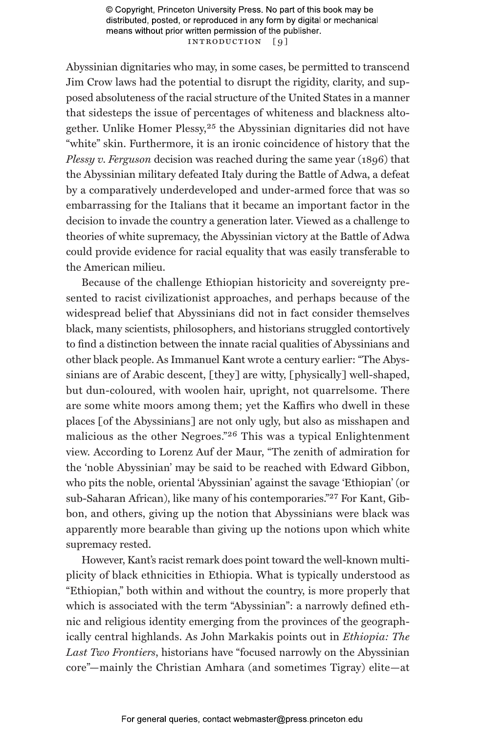Abyssinian dignitaries who may, in some cases, be permitted to transcend Jim Crow laws had the potential to disrupt the rigidity, clarity, and supposed absoluteness of the racial structure of the United States in a manner that sidesteps the issue of percentages of whiteness and blackness altogether. Unlike Homer Plessy,[25] the Abyssinian dignitaries did not have "white" skin. Furthermore, it is an ironic coincidence of history that the *Plessy v. Ferguson* decision was reached during the same year (1896) that the Abyssinian military defeated Italy during the Battle of Adwa, a defeat by a comparatively underdeveloped and under-armed force that was so embarrassing for the Italians that it became an important factor in the decision to invade the country a generation later. Viewed as a challenge to theories of white supremacy, the Abyssinian victory at the Battle of Adwa could provide evidence for racial equality that was easily transferable to the American milieu.

Because of the challenge Ethiopian historicity and sovereignty presented to racist civilizationist approaches, and perhaps because of the widespread belief that Abyssinians did not in fact consider themselves black, many scientists, philosophers, and historians struggled contortively to find a distinction between the innate racial qualities of Abyssinians and other black people. As Immanuel Kant wrote a century earlier: "The Abyssinians are of Arabic descent, [they] are witty, [physically] well-shaped, but dun-coloured, with woolen hair, upright, not quarrelsome. There are some white moors among them; yet the Kaffirs who dwell in these places [of the Abyssinians] are not only ugly, but also as misshapen and malicious as the other Negroes."[26] This was a typical Enlightenment view. According to Lorenz Auf der Maur, "The zenith of admiration for the 'noble Abyssinian' may be said to be reached with Edward Gibbon, who pits the noble, oriental 'Abyssinian' against the savage 'Ethiopian' (or sub-Saharan African), like many of his contemporaries."[27] For Kant, Gibbon, and others, giving up the notion that Abyssinians were black was apparently more bearable than giving up the notions upon which white supremacy rested.

However, Kant's racist remark does point toward the well-known multiplicity of black ethnicities in Ethiopia. What is typically understood as "Ethiopian," both within and without the country, is more properly that which is associated with the term "Abyssinian": a narrowly defined ethnic and religious identity emerging from the provinces of the geographically central highlands. As John Markakis points out in *Ethiopia: The Last Two Frontiers*, historians have "focused narrowly on the Abyssinian core"—mainly the Christian Amhara (and sometimes Tigray) elite—at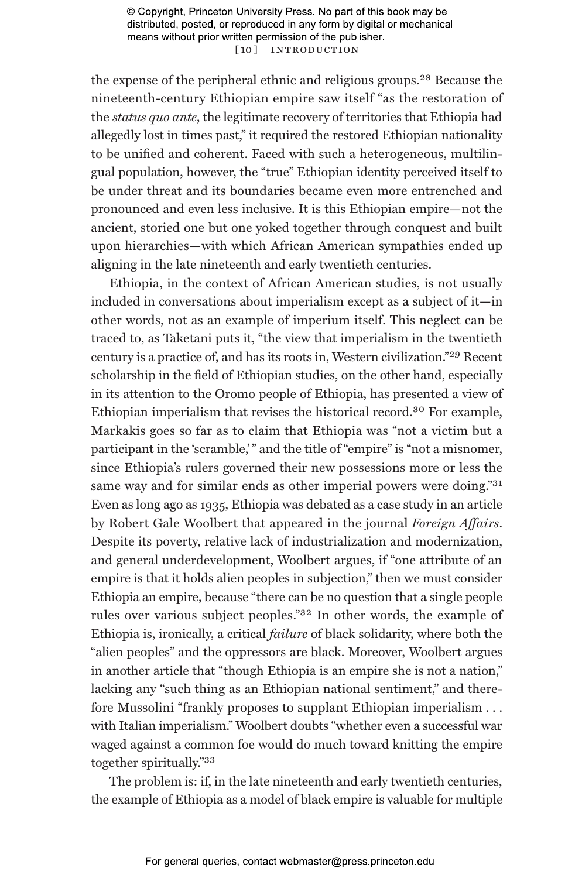the expense of the peripheral ethnic and religious groups.[28] Because the nineteenth-century Ethiopian empire saw itself "as the restoration of the *status quo ante*, the legitimate recovery of territories that Ethiopia had allegedly lost in times past," it required the restored Ethiopian nationality to be unified and coherent. Faced with such a heterogeneous, multilingual population, however, the "true" Ethiopian identity perceived itself to be under threat and its boundaries became even more entrenched and pronounced and even less inclusive. It is this Ethiopian empire—not the ancient, storied one but one yoked together through conquest and built upon hierarchies—with which African American sympathies ended up aligning in the late nineteenth and early twentieth centuries.

Ethiopia, in the context of African American studies, is not usually included in conversations about imperialism except as a subject of it—in other words, not as an example of imperium itself. This neglect can be traced to, as Taketani puts it, "the view that imperialism in the twentieth century is a practice of, and has its roots in, Western civilization."[29] Recent scholarship in the field of Ethiopian studies, on the other hand, especially in its attention to the Oromo people of Ethiopia, has presented a view of Ethiopian imperialism that revises the historical record.[30] For example, Markakis goes so far as to claim that Ethiopia was "not a victim but a participant in the 'scramble,'" and the title of "empire" is "not a misnomer, since Ethiopia's rulers governed their new possessions more or less the same way and for similar ends as other imperial powers were doing."[31] Even as long ago as 1935, Ethiopia was debated as a case study in an article by Robert Gale Woolbert that appeared in the journal *Foreign Affairs*. Despite its poverty, relative lack of industrialization and modernization, and general underdevelopment, Woolbert argues, if "one attribute of an empire is that it holds alien peoples in subjection," then we must consider Ethiopia an empire, because "there can be no question that a single people rules over various subject peoples."[32] In other words, the example of Ethiopia is, ironically, a critical *failure* of black solidarity, where both the "alien peoples" and the oppressors are black. Moreover, Woolbert argues in another article that "though Ethiopia is an empire she is not a nation," lacking any "such thing as an Ethiopian national sentiment," and therefore Mussolini "frankly proposes to supplant Ethiopian imperialism . . . with Italian imperialism." Woolbert doubts "whether even a successful war waged against a common foe would do much toward knitting the empire together spiritually."[33]

The problem is: if, in the late nineteenth and early twentieth centuries, the example of Ethiopia as a model of black empire is valuable for multiple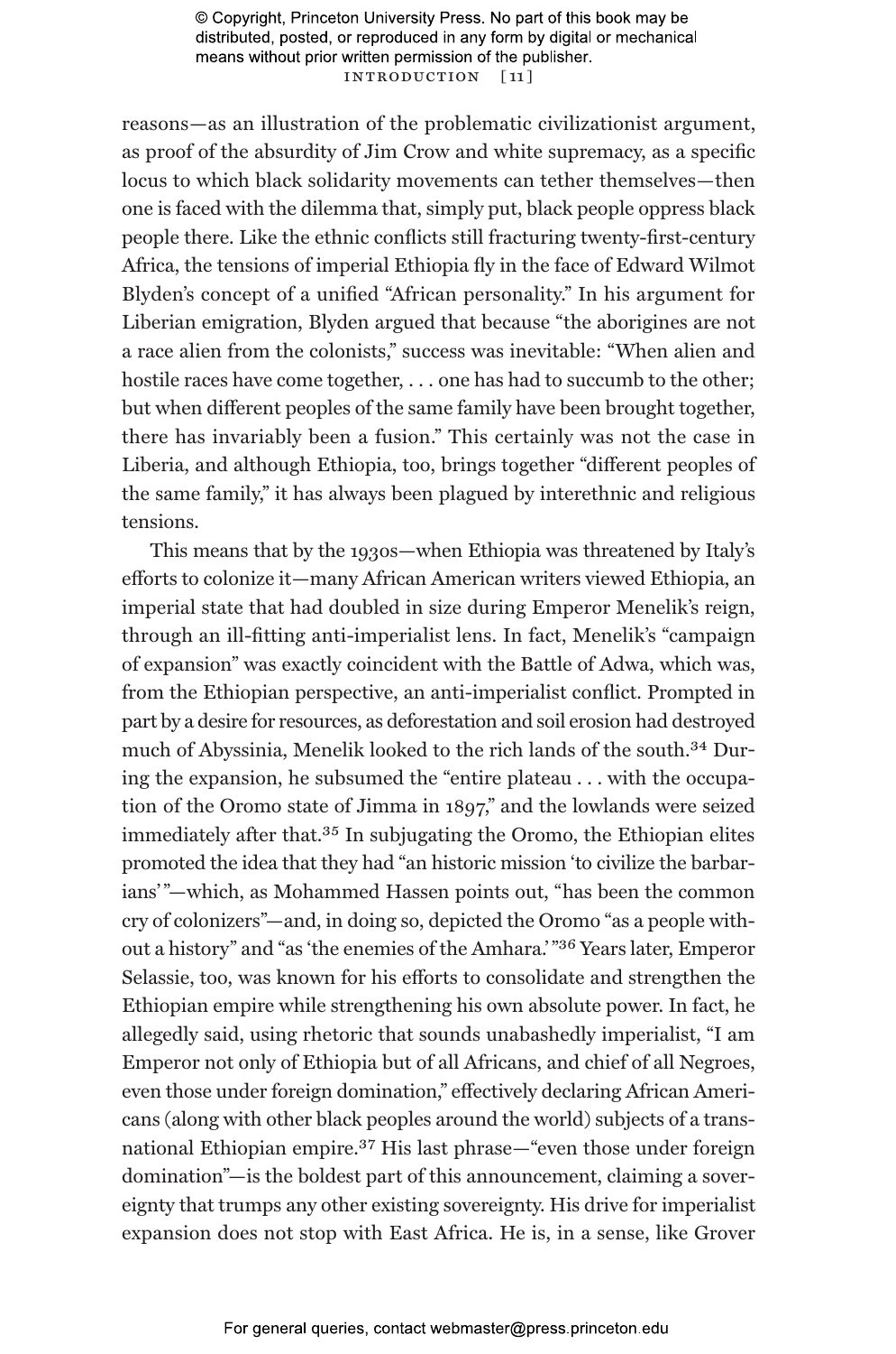reasons—as an illustration of the problematic civilizationist argument, as proof of the absurdity of Jim Crow and white supremacy, as a specific locus to which black solidarity movements can tether themselves—then one is faced with the dilemma that, simply put, black people oppress black people there. Like the ethnic conflicts still fracturing twenty-first-century Africa, the tensions of imperial Ethiopia fly in the face of Edward Wilmot Blyden's concept of a unified "African personality." In his argument for Liberian emigration, Blyden argued that because "the aborigines are not a race alien from the colonists," success was inevitable: "When alien and hostile races have come together, . . . one has had to succumb to the other; but when different peoples of the same family have been brought together, there has invariably been a fusion." This certainly was not the case in Liberia, and although Ethiopia, too, brings together "different peoples of the same family," it has always been plagued by interethnic and religious tensions.

This means that by the 1930s—when Ethiopia was threatened by Italy's efforts to colonize it—many African American writers viewed Ethiopia, an imperial state that had doubled in size during Emperor Menelik's reign, through an ill-fitting anti-imperialist lens. In fact, Menelik's "campaign of expansion" was exactly coincident with the Battle of Adwa, which was, from the Ethiopian perspective, an anti-imperialist conflict. Prompted in part by a desire for resources, as deforestation and soil erosion had destroyed much of Abyssinia, Menelik looked to the rich lands of the south.[34] During the expansion, he subsumed the "entire plateau . . . with the occupation of the Oromo state of Jimma in 1897," and the lowlands were seized immediately after that.[35] In subjugating the Oromo, the Ethiopian elites promoted the idea that they had "an historic mission 'to civilize the barbarians'"—which, as Mohammed Hassen points out, "has been the common cry of colonizers"—and, in doing so, depicted the Oromo "as a people without a history" and "as 'the enemies of the Amhara.'"[36] Years later, Emperor Selassie, too, was known for his efforts to consolidate and strengthen the Ethiopian empire while strengthening his own absolute power. In fact, he allegedly said, using rhetoric that sounds unabashedly imperialist, "I am Emperor not only of Ethiopia but of all Africans, and chief of all Negroes, even those under foreign domination," effectively declaring African Americans (along with other black peoples around the world) subjects of a transnational Ethiopian empire.[37] His last phrase—"even those under foreign domination"—is the boldest part of this announcement, claiming a sovereignty that trumps any other existing sovereignty. His drive for imperialist expansion does not stop with East Africa. He is, in a sense, like Grover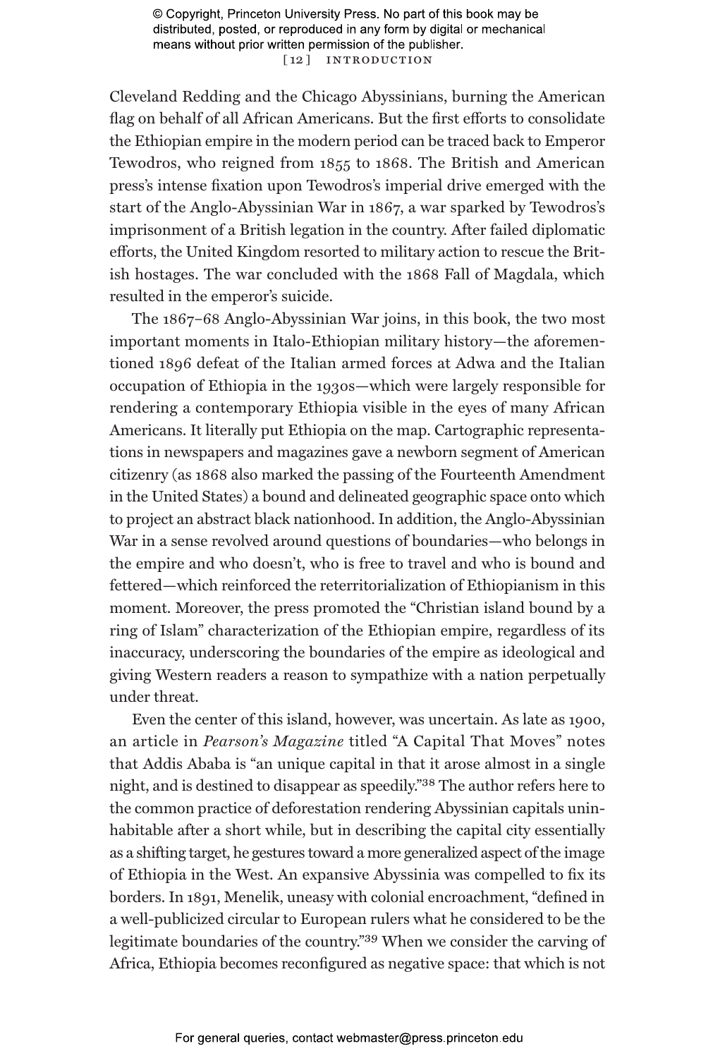Cleveland Redding and the Chicago Abyssinians, burning the American flag on behalf of all African Americans. But the first efforts to consolidate the Ethiopian empire in the modern period can be traced back to Emperor Tewodros, who reigned from 1855 to 1868. The British and American press's intense fixation upon Tewodros's imperial drive emerged with the start of the Anglo-Abyssinian War in 1867, a war sparked by Tewodros's imprisonment of a British legation in the country. After failed diplomatic efforts, the United Kingdom resorted to military action to rescue the British hostages. The war concluded with the 1868 Fall of Magdala, which resulted in the emperor's suicide.

The 1867–68 Anglo-Abyssinian War joins, in this book, the two most important moments in Italo-Ethiopian military history—the aforementioned 1896 defeat of the Italian armed forces at Adwa and the Italian occupation of Ethiopia in the 1930s—which were largely responsible for rendering a contemporary Ethiopia visible in the eyes of many African Americans. It literally put Ethiopia on the map. Cartographic representations in newspapers and magazines gave a newborn segment of American citizenry (as 1868 also marked the passing of the Fourteenth Amendment in the United States) a bound and delineated geographic space onto which to project an abstract black nationhood. In addition, the Anglo-Abyssinian War in a sense revolved around questions of boundaries—who belongs in the empire and who doesn't, who is free to travel and who is bound and fettered—which reinforced the reterritorialization of Ethiopianism in this moment. Moreover, the press promoted the "Christian island bound by a ring of Islam" characterization of the Ethiopian empire, regardless of its inaccuracy, underscoring the boundaries of the empire as ideological and giving Western readers a reason to sympathize with a nation perpetually under threat.

Even the center of this island, however, was uncertain. As late as 1900, an article in *Pearson's Magazine* titled "A Capital That Moves" notes that Addis Ababa is "an unique capital in that it arose almost in a single night, and is destined to disappear as speedily."[38] The author refers here to the common practice of deforestation rendering Abyssinian capitals uninhabitable after a short while, but in describing the capital city essentially as a shifting target, he gestures toward a more generalized aspect of the image of Ethiopia in the West. An expansive Abyssinia was compelled to fix its borders. In 1891, Menelik, uneasy with colonial encroachment, "defined in a well-publicized circular to European rulers what he considered to be the legitimate boundaries of the country."[39] When we consider the carving of Africa, Ethiopia becomes reconfigured as negative space: that which is not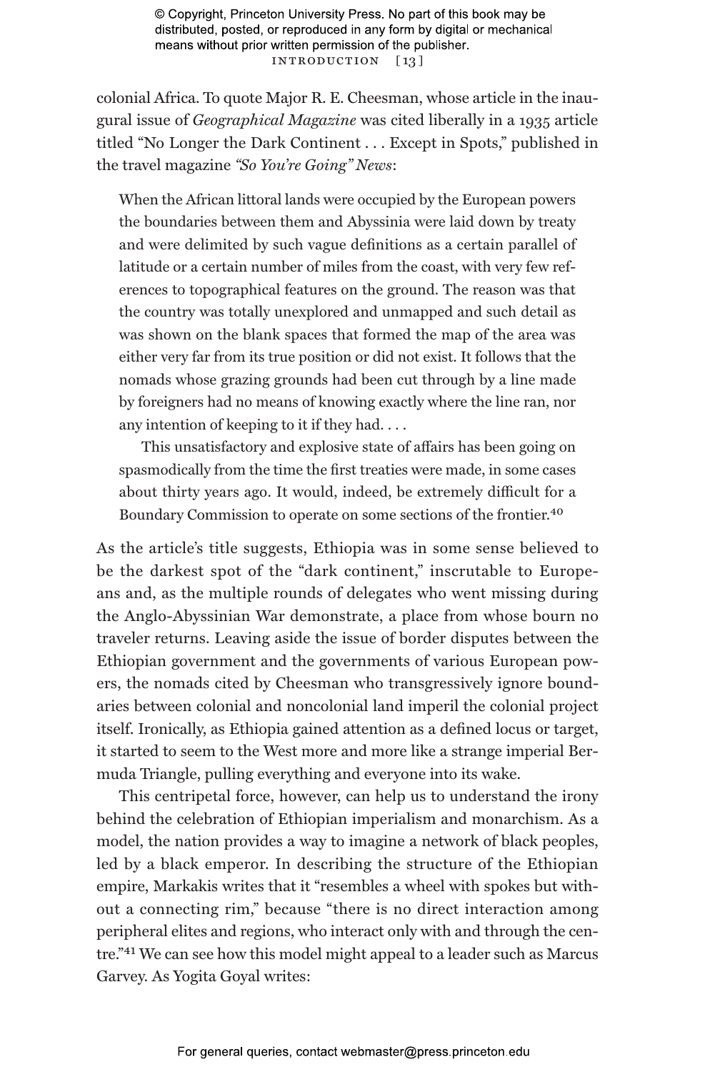colonial Africa. To quote Major R. E. Cheesman, whose article in the inaugural issue of *Geographical Magazine* was cited liberally in a 1935 article titled "No Longer the Dark Continent . . . Except in Spots," published in the travel magazine *"So You're Going" News*:

> When the African littoral lands were occupied by the European powers the boundaries between them and Abyssinia were laid down by treaty and were delimited by such vague definitions as a certain parallel of latitude or a certain number of miles from the coast, with very few references to topographical features on the ground. The reason was that the country was totally unexplored and unmapped and such detail as was shown on the blank spaces that formed the map of the area was either very far from its true position or did not exist. It follows that the nomads whose grazing grounds had been cut through by a line made by foreigners had no means of knowing exactly where the line ran, nor any intention of keeping to it if they had. . . .
>
> This unsatisfactory and explosive state of affairs has been going on spasmodically from the time the first treaties were made, in some cases about thirty years ago. It would, indeed, be extremely difficult for a Boundary Commission to operate on some sections of the frontier.[40]

As the article's title suggests, Ethiopia was in some sense believed to be the darkest spot of the "dark continent," inscrutable to Europeans and, as the multiple rounds of delegates who went missing during the Anglo-Abyssinian War demonstrate, a place from whose bourn no traveler returns. Leaving aside the issue of border disputes between the Ethiopian government and the governments of various European powers, the nomads cited by Cheesman who transgressively ignore boundaries between colonial and noncolonial land imperil the colonial project itself. Ironically, as Ethiopia gained attention as a defined locus or target, it started to seem to the West more and more like a strange imperial Bermuda Triangle, pulling everything and everyone into its wake.

This centripetal force, however, can help us to understand the irony behind the celebration of Ethiopian imperialism and monarchism. As a model, the nation provides a way to imagine a network of black peoples, led by a black emperor. In describing the structure of the Ethiopian empire, Markakis writes that it "resembles a wheel with spokes but without a connecting rim," because "there is no direct interaction among peripheral elites and regions, who interact only with and through the centre."[41] We can see how this model might appeal to a leader such as Marcus Garvey. As Yogita Goyal writes: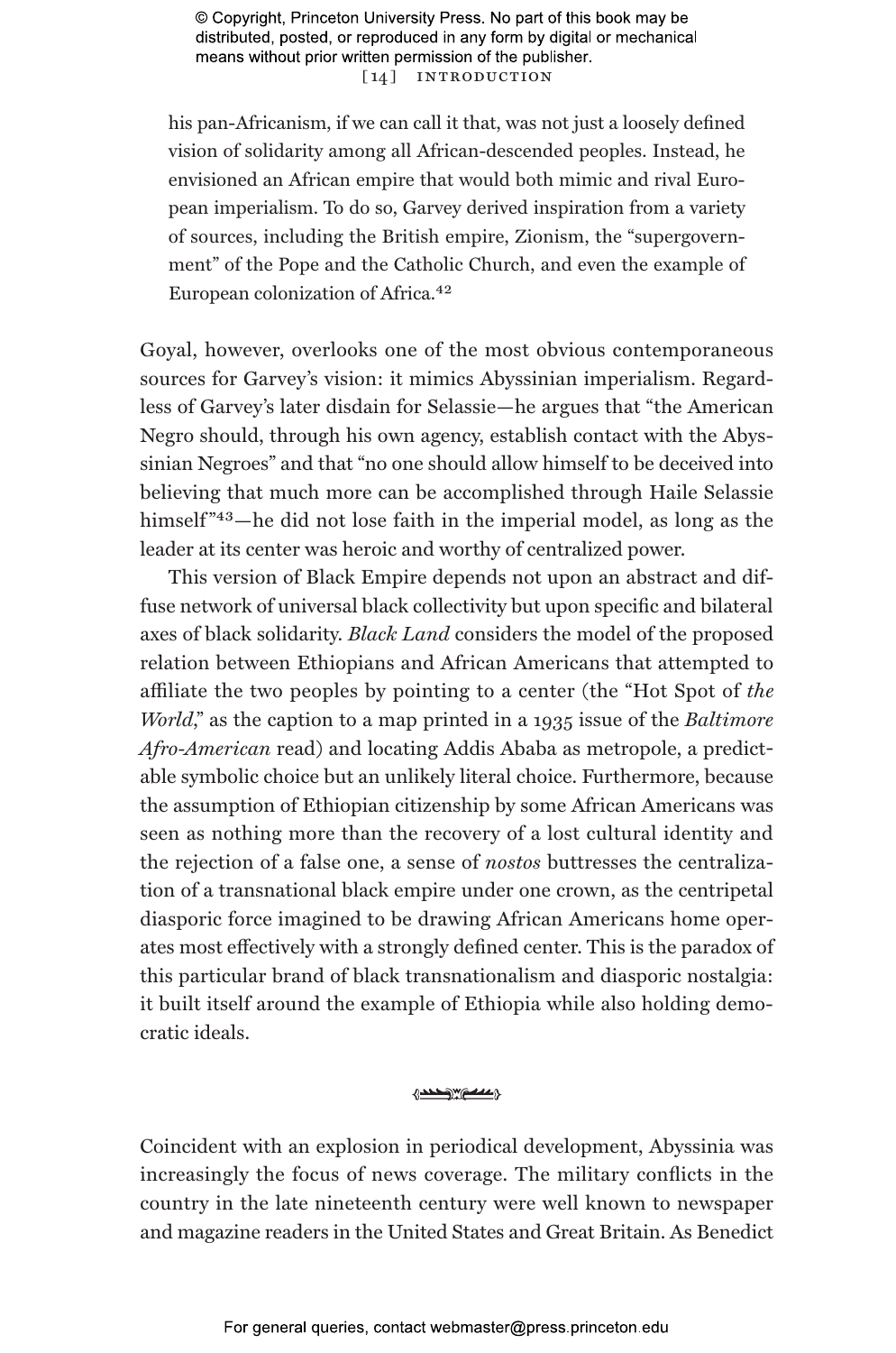his pan-Africanism, if we can call it that, was not just a loosely defined vision of solidarity among all African-descended peoples. Instead, he envisioned an African empire that would both mimic and rival European imperialism. To do so, Garvey derived inspiration from a variety of sources, including the British empire, Zionism, the "supergovernment" of the Pope and the Catholic Church, and even the example of European colonization of Africa.[42]

Goyal, however, overlooks one of the most obvious contemporaneous sources for Garvey's vision: it mimics Abyssinian imperialism. Regardless of Garvey's later disdain for Selassie—he argues that "the American Negro should, through his own agency, establish contact with the Abyssinian Negroes" and that "no one should allow himself to be deceived into believing that much more can be accomplished through Haile Selassie himself"[43]—he did not lose faith in the imperial model, as long as the leader at its center was heroic and worthy of centralized power.

This version of Black Empire depends not upon an abstract and diffuse network of universal black collectivity but upon specific and bilateral axes of black solidarity. *Black Land* considers the model of the proposed relation between Ethiopians and African Americans that attempted to affiliate the two peoples by pointing to a center (the "Hot Spot of *the World*," as the caption to a map printed in a 1935 issue of the *Baltimore Afro-American* read) and locating Addis Ababa as metropole, a predictable symbolic choice but an unlikely literal choice. Furthermore, because the assumption of Ethiopian citizenship by some African Americans was seen as nothing more than the recovery of a lost cultural identity and the rejection of a false one, a sense of *nostos* buttresses the centralization of a transnational black empire under one crown, as the centripetal diasporic force imagined to be drawing African Americans home operates most effectively with a strongly defined center. This is the paradox of this particular brand of black transnationalism and diasporic nostalgia: it built itself around the example of Ethiopia while also holding democratic ideals.

Coincident with an explosion in periodical development, Abyssinia was increasingly the focus of news coverage. The military conflicts in the country in the late nineteenth century were well known to newspaper and magazine readers in the United States and Great Britain. As Benedict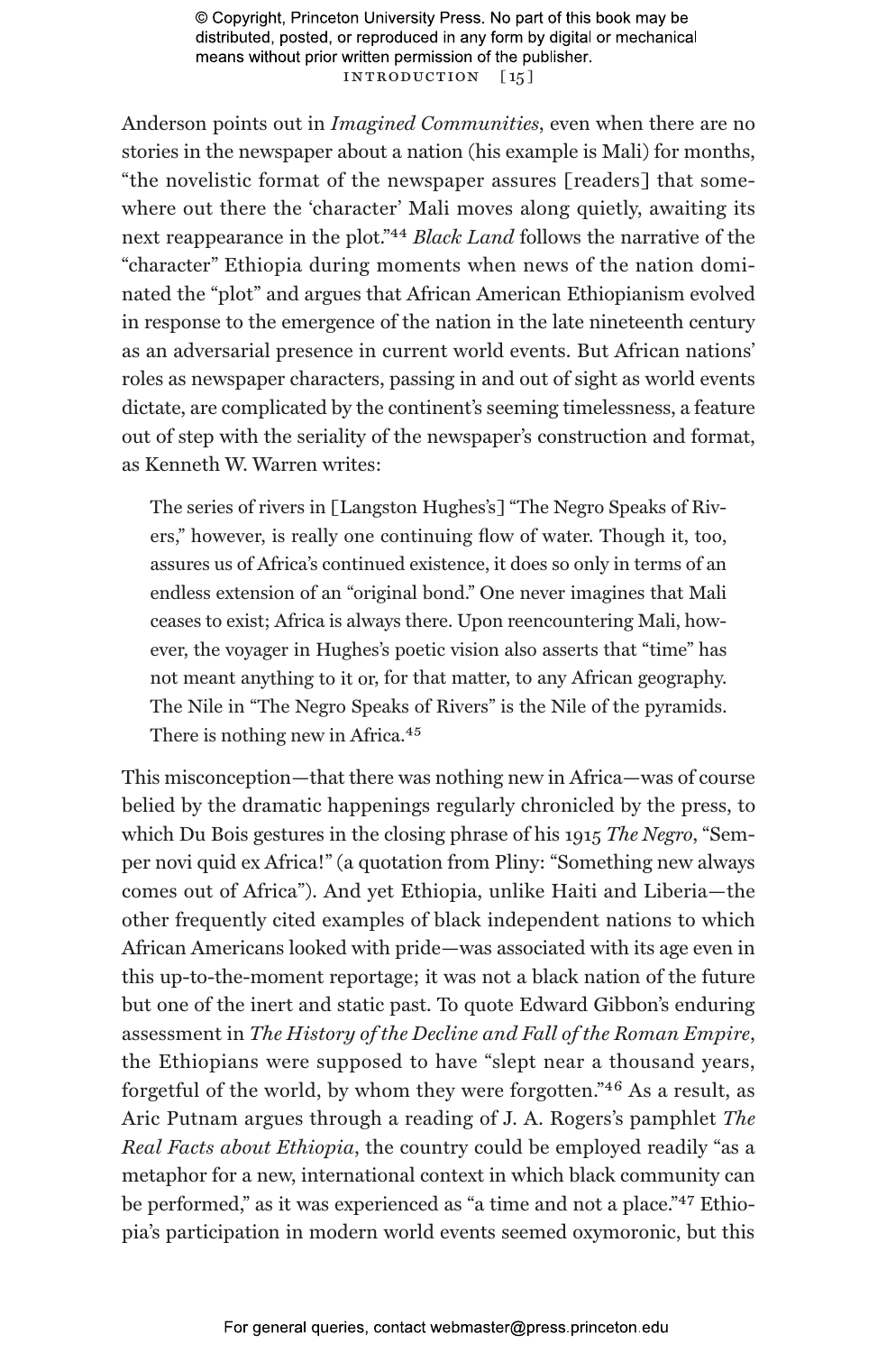Anderson points out in *Imagined Communities*, even when there are no stories in the newspaper about a nation (his example is Mali) for months, "the novelistic format of the newspaper assures [readers] that somewhere out there the 'character' Mali moves along quietly, awaiting its next reappearance in the plot."[44] *Black Land* follows the narrative of the "character" Ethiopia during moments when news of the nation dominated the "plot" and argues that African American Ethiopianism evolved in response to the emergence of the nation in the late nineteenth century as an adversarial presence in current world events. But African nations' roles as newspaper characters, passing in and out of sight as world events dictate, are complicated by the continent's seeming timelessness, a feature out of step with the seriality of the newspaper's construction and format, as Kenneth W. Warren writes:

> The series of rivers in [Langston Hughes's] "The Negro Speaks of Rivers," however, is really one continuing flow of water. Though it, too, assures us of Africa's continued existence, it does so only in terms of an endless extension of an "original bond." One never imagines that Mali ceases to exist; Africa is always there. Upon reencountering Mali, however, the voyager in Hughes's poetic vision also asserts that "time" has not meant anything to it or, for that matter, to any African geography. The Nile in "The Negro Speaks of Rivers" is the Nile of the pyramids. There is nothing new in Africa.[45]

This misconception—that there was nothing new in Africa—was of course belied by the dramatic happenings regularly chronicled by the press, to which Du Bois gestures in the closing phrase of his 1915 *The Negro*, "Semper novi quid ex Africa!" (a quotation from Pliny: "Something new always comes out of Africa"). And yet Ethiopia, unlike Haiti and Liberia—the other frequently cited examples of black independent nations to which African Americans looked with pride—was associated with its age even in this up-to-the-moment reportage; it was not a black nation of the future but one of the inert and static past. To quote Edward Gibbon's enduring assessment in *The History of the Decline and Fall of the Roman Empire*, the Ethiopians were supposed to have "slept near a thousand years, forgetful of the world, by whom they were forgotten."[46] As a result, as Aric Putnam argues through a reading of J. A. Rogers's pamphlet *The Real Facts about Ethiopia*, the country could be employed readily "as a metaphor for a new, international context in which black community can be performed," as it was experienced as "a time and not a place."[47] Ethiopia's participation in modern world events seemed oxymoronic, but this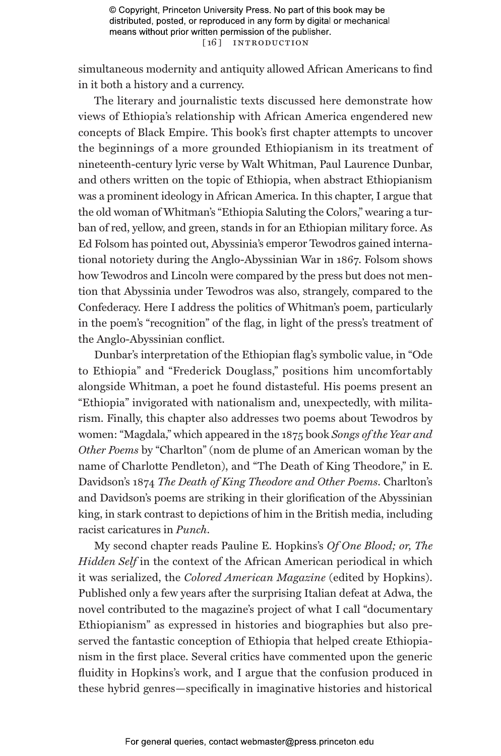simultaneous modernity and antiquity allowed African Americans to find in it both a history and a currency.

The literary and journalistic texts discussed here demonstrate how views of Ethiopia's relationship with African America engendered new concepts of Black Empire. This book's first chapter attempts to uncover the beginnings of a more grounded Ethiopianism in its treatment of nineteenth-century lyric verse by Walt Whitman, Paul Laurence Dunbar, and others written on the topic of Ethiopia, when abstract Ethiopianism was a prominent ideology in African America. In this chapter, I argue that the old woman of Whitman's "Ethiopia Saluting the Colors," wearing a turban of red, yellow, and green, stands in for an Ethiopian military force. As Ed Folsom has pointed out, Abyssinia's emperor Tewodros gained international notoriety during the Anglo-Abyssinian War in 1867. Folsom shows how Tewodros and Lincoln were compared by the press but does not mention that Abyssinia under Tewodros was also, strangely, compared to the Confederacy. Here I address the politics of Whitman's poem, particularly in the poem's "recognition" of the flag, in light of the press's treatment of the Anglo-Abyssinian conflict.

Dunbar's interpretation of the Ethiopian flag's symbolic value, in "Ode to Ethiopia" and "Frederick Douglass," positions him uncomfortably alongside Whitman, a poet he found distasteful. His poems present an "Ethiopia" invigorated with nationalism and, unexpectedly, with militarism. Finally, this chapter also addresses two poems about Tewodros by women: "Magdala," which appeared in the 1875 book *Songs of the Year and Other Poems* by "Charlton" (nom de plume of an American woman by the name of Charlotte Pendleton), and "The Death of King Theodore," in E. Davidson's 1874 *The Death of King Theodore and Other Poems*. Charlton's and Davidson's poems are striking in their glorification of the Abyssinian king, in stark contrast to depictions of him in the British media, including racist caricatures in *Punch*.

My second chapter reads Pauline E. Hopkins's *Of One Blood; or, The Hidden Self* in the context of the African American periodical in which it was serialized, the *Colored American Magazine* (edited by Hopkins). Published only a few years after the surprising Italian defeat at Adwa, the novel contributed to the magazine's project of what I call "documentary Ethiopianism" as expressed in histories and biographies but also preserved the fantastic conception of Ethiopia that helped create Ethiopianism in the first place. Several critics have commented upon the generic fluidity in Hopkins's work, and I argue that the confusion produced in these hybrid genres—specifically in imaginative histories and historical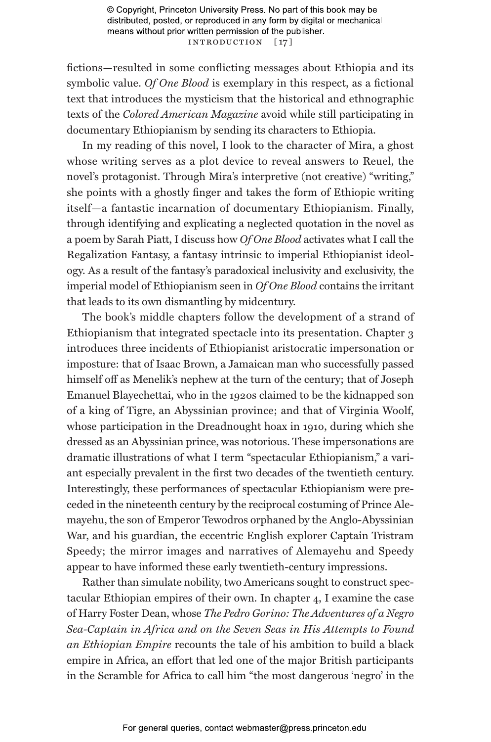fictions—resulted in some conflicting messages about Ethiopia and its symbolic value. *Of One Blood* is exemplary in this respect, as a fictional text that introduces the mysticism that the historical and ethnographic texts of the *Colored American Magazine* avoid while still participating in documentary Ethiopianism by sending its characters to Ethiopia.

In my reading of this novel, I look to the character of Mira, a ghost whose writing serves as a plot device to reveal answers to Reuel, the novel's protagonist. Through Mira's interpretive (not creative) "writing," she points with a ghostly finger and takes the form of Ethiopic writing itself—a fantastic incarnation of documentary Ethiopianism. Finally, through identifying and explicating a neglected quotation in the novel as a poem by Sarah Piatt, I discuss how *Of One Blood* activates what I call the Regalization Fantasy, a fantasy intrinsic to imperial Ethiopianist ideology. As a result of the fantasy's paradoxical inclusivity and exclusivity, the imperial model of Ethiopianism seen in *Of One Blood* contains the irritant that leads to its own dismantling by midcentury.

The book's middle chapters follow the development of a strand of Ethiopianism that integrated spectacle into its presentation. Chapter 3 introduces three incidents of Ethiopianist aristocratic impersonation or imposture: that of Isaac Brown, a Jamaican man who successfully passed himself off as Menelik's nephew at the turn of the century; that of Joseph Emanuel Blayechettai, who in the 1920s claimed to be the kidnapped son of a king of Tigre, an Abyssinian province; and that of Virginia Woolf, whose participation in the Dreadnought hoax in 1910, during which she dressed as an Abyssinian prince, was notorious. These impersonations are dramatic illustrations of what I term "spectacular Ethiopianism," a variant especially prevalent in the first two decades of the twentieth century. Interestingly, these performances of spectacular Ethiopianism were preceded in the nineteenth century by the reciprocal costuming of Prince Alemayehu, the son of Emperor Tewodros orphaned by the Anglo-Abyssinian War, and his guardian, the eccentric English explorer Captain Tristram Speedy; the mirror images and narratives of Alemayehu and Speedy appear to have informed these early twentieth-century impressions.

Rather than simulate nobility, two Americans sought to construct spectacular Ethiopian empires of their own. In chapter 4, I examine the case of Harry Foster Dean, whose *The Pedro Gorino: The Adventures of a Negro Sea-Captain in Africa and on the Seven Seas in His Attempts to Found an Ethiopian Empire* recounts the tale of his ambition to build a black empire in Africa, an effort that led one of the major British participants in the Scramble for Africa to call him "the most dangerous 'negro' in the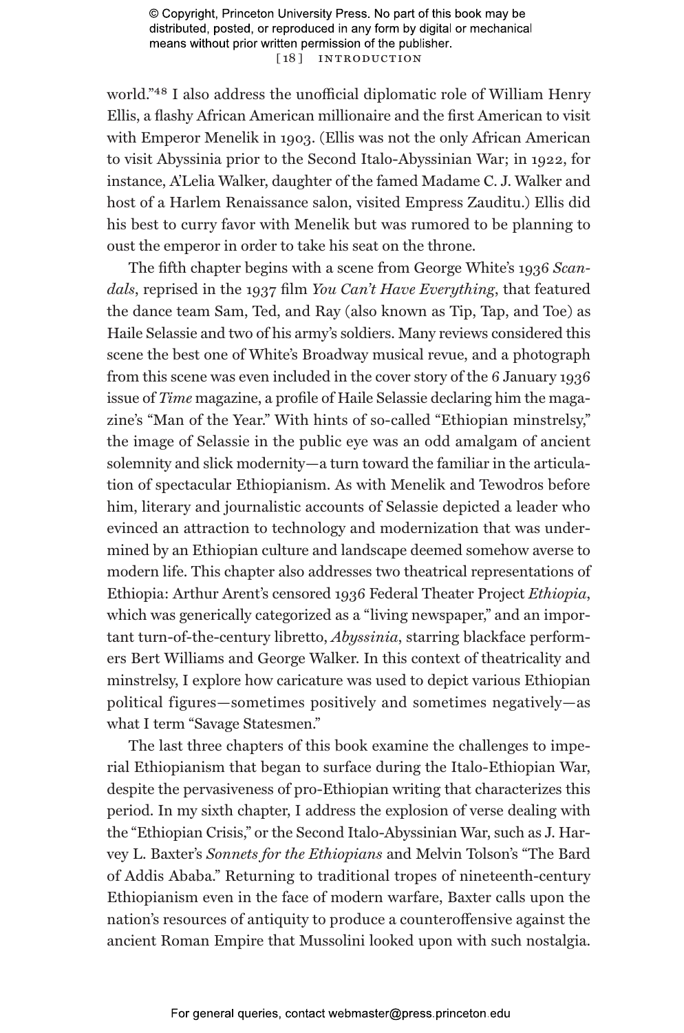world."[48] I also address the unofficial diplomatic role of William Henry Ellis, a flashy African American millionaire and the first American to visit with Emperor Menelik in 1903. (Ellis was not the only African American to visit Abyssinia prior to the Second Italo-Abyssinian War; in 1922, for instance, A'Lelia Walker, daughter of the famed Madame C. J. Walker and host of a Harlem Renaissance salon, visited Empress Zauditu.) Ellis did his best to curry favor with Menelik but was rumored to be planning to oust the emperor in order to take his seat on the throne.

The fifth chapter begins with a scene from George White's 1936 *Scandals*, reprised in the 1937 film *You Can't Have Everything*, that featured the dance team Sam, Ted, and Ray (also known as Tip, Tap, and Toe) as Haile Selassie and two of his army's soldiers. Many reviews considered this scene the best one of White's Broadway musical revue, and a photograph from this scene was even included in the cover story of the 6 January 1936 issue of *Time* magazine, a profile of Haile Selassie declaring him the magazine's "Man of the Year." With hints of so-called "Ethiopian minstrelsy," the image of Selassie in the public eye was an odd amalgam of ancient solemnity and slick modernity—a turn toward the familiar in the articulation of spectacular Ethiopianism. As with Menelik and Tewodros before him, literary and journalistic accounts of Selassie depicted a leader who evinced an attraction to technology and modernization that was undermined by an Ethiopian culture and landscape deemed somehow averse to modern life. This chapter also addresses two theatrical representations of Ethiopia: Arthur Arent's censored 1936 Federal Theater Project *Ethiopia*, which was generically categorized as a "living newspaper," and an important turn-of-the-century libretto, *Abyssinia*, starring blackface performers Bert Williams and George Walker. In this context of theatricality and minstrelsy, I explore how caricature was used to depict various Ethiopian political figures—sometimes positively and sometimes negatively—as what I term "Savage Statesmen."

The last three chapters of this book examine the challenges to imperial Ethiopianism that began to surface during the Italo-Ethiopian War, despite the pervasiveness of pro-Ethiopian writing that characterizes this period. In my sixth chapter, I address the explosion of verse dealing with the "Ethiopian Crisis," or the Second Italo-Abyssinian War, such as J. Harvey L. Baxter's *Sonnets for the Ethiopians* and Melvin Tolson's "The Bard of Addis Ababa." Returning to traditional tropes of nineteenth-century Ethiopianism even in the face of modern warfare, Baxter calls upon the nation's resources of antiquity to produce a counteroffensive against the ancient Roman Empire that Mussolini looked upon with such nostalgia.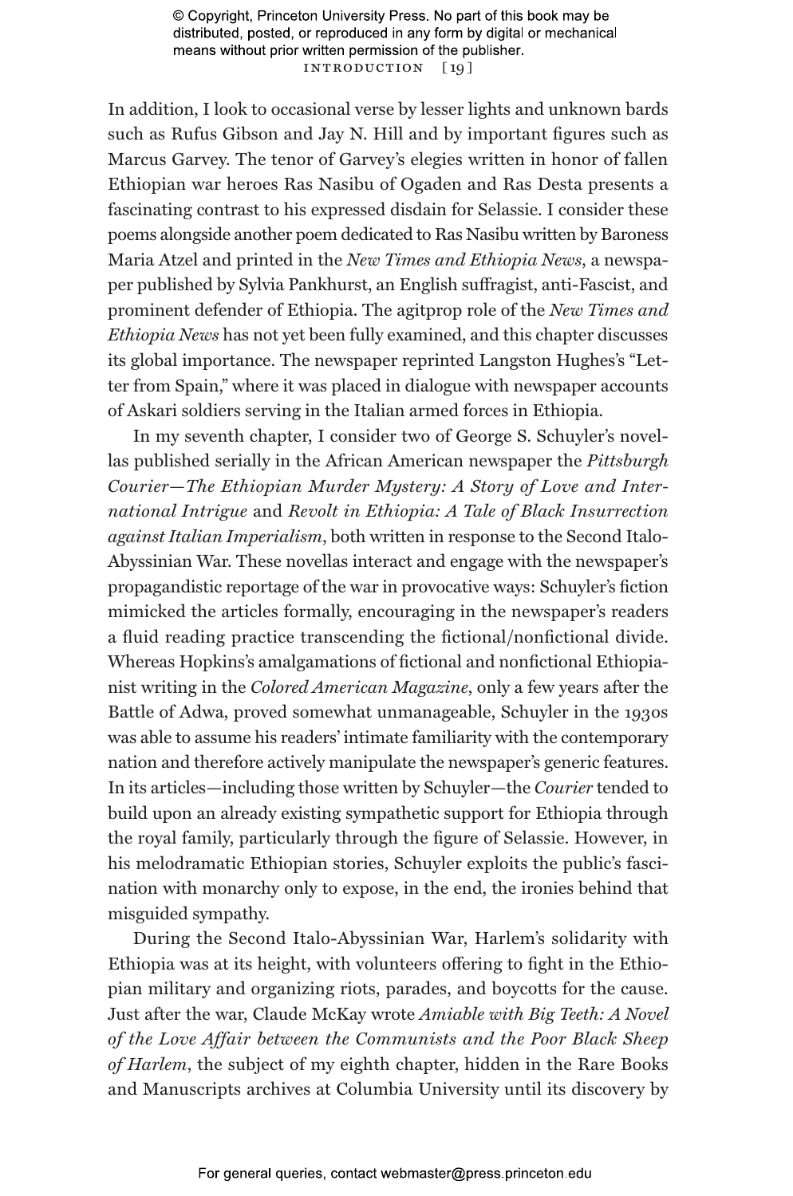In addition, I look to occasional verse by lesser lights and unknown bards such as Rufus Gibson and Jay N. Hill and by important figures such as Marcus Garvey. The tenor of Garvey's elegies written in honor of fallen Ethiopian war heroes Ras Nasibu of Ogaden and Ras Desta presents a fascinating contrast to his expressed disdain for Selassie. I consider these poems alongside another poem dedicated to Ras Nasibu written by Baroness Maria Atzel and printed in the *New Times and Ethiopia News*, a newspaper published by Sylvia Pankhurst, an English suffragist, anti-Fascist, and prominent defender of Ethiopia. The agitprop role of the *New Times and Ethiopia News* has not yet been fully examined, and this chapter discusses its global importance. The newspaper reprinted Langston Hughes's "Letter from Spain," where it was placed in dialogue with newspaper accounts of Askari soldiers serving in the Italian armed forces in Ethiopia.

In my seventh chapter, I consider two of George S. Schuyler's novellas published serially in the African American newspaper the *Pittsburgh Courier*—*The Ethiopian Murder Mystery: A Story of Love and International Intrigue* and *Revolt in Ethiopia: A Tale of Black Insurrection against Italian Imperialism*, both written in response to the Second Italo-Abyssinian War. These novellas interact and engage with the newspaper's propagandistic reportage of the war in provocative ways: Schuyler's fiction mimicked the articles formally, encouraging in the newspaper's readers a fluid reading practice transcending the fictional/nonfictional divide. Whereas Hopkins's amalgamations of fictional and nonfictional Ethiopianist writing in the *Colored American Magazine*, only a few years after the Battle of Adwa, proved somewhat unmanageable, Schuyler in the 1930s was able to assume his readers' intimate familiarity with the contemporary nation and therefore actively manipulate the newspaper's generic features. In its articles—including those written by Schuyler—the *Courier* tended to build upon an already existing sympathetic support for Ethiopia through the royal family, particularly through the figure of Selassie. However, in his melodramatic Ethiopian stories, Schuyler exploits the public's fascination with monarchy only to expose, in the end, the ironies behind that misguided sympathy.

During the Second Italo-Abyssinian War, Harlem's solidarity with Ethiopia was at its height, with volunteers offering to fight in the Ethiopian military and organizing riots, parades, and boycotts for the cause. Just after the war, Claude McKay wrote *Amiable with Big Teeth: A Novel of the Love Affair between the Communists and the Poor Black Sheep of Harlem*, the subject of my eighth chapter, hidden in the Rare Books and Manuscripts archives at Columbia University until its discovery by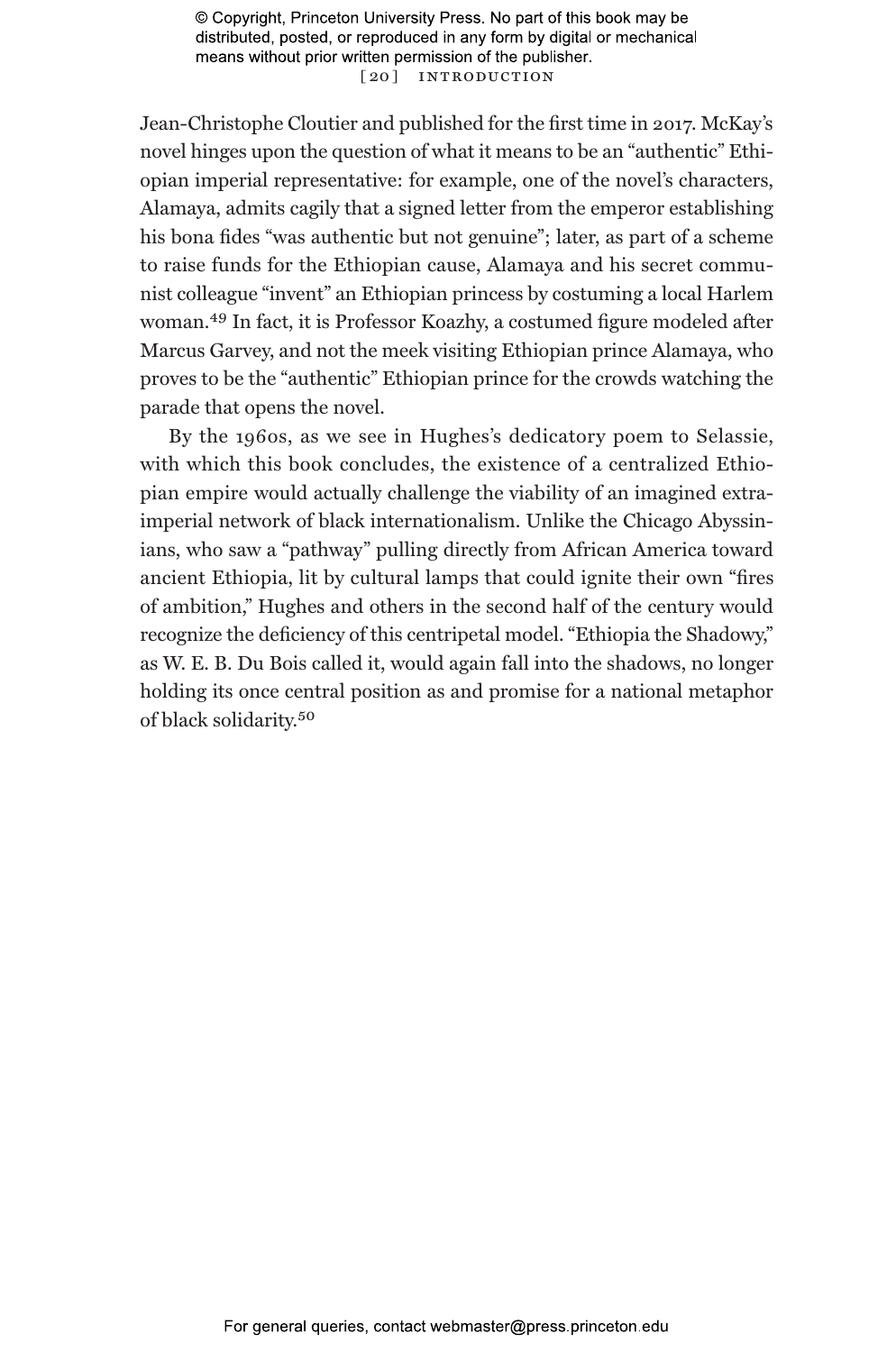Jean-Christophe Cloutier and published for the first time in 2017. McKay's novel hinges upon the question of what it means to be an "authentic" Ethiopian imperial representative: for example, one of the novel's characters, Alamaya, admits cagily that a signed letter from the emperor establishing his bona fides "was authentic but not genuine"; later, as part of a scheme to raise funds for the Ethiopian cause, Alamaya and his secret communist colleague "invent" an Ethiopian princess by costuming a local Harlem woman.[49] In fact, it is Professor Koazhy, a costumed figure modeled after Marcus Garvey, and not the meek visiting Ethiopian prince Alamaya, who proves to be the "authentic" Ethiopian prince for the crowds watching the parade that opens the novel.

By the 1960s, as we see in Hughes's dedicatory poem to Selassie, with which this book concludes, the existence of a centralized Ethiopian empire would actually challenge the viability of an imagined extra-imperial network of black internationalism. Unlike the Chicago Abyssinians, who saw a "pathway" pulling directly from African America toward ancient Ethiopia, lit by cultural lamps that could ignite their own "fires of ambition," Hughes and others in the second half of the century would recognize the deficiency of this centripetal model. "Ethiopia the Shadowy," as W. E. B. Du Bois called it, would again fall into the shadows, no longer holding its once central position as and promise for a national metaphor of black solidarity.[50]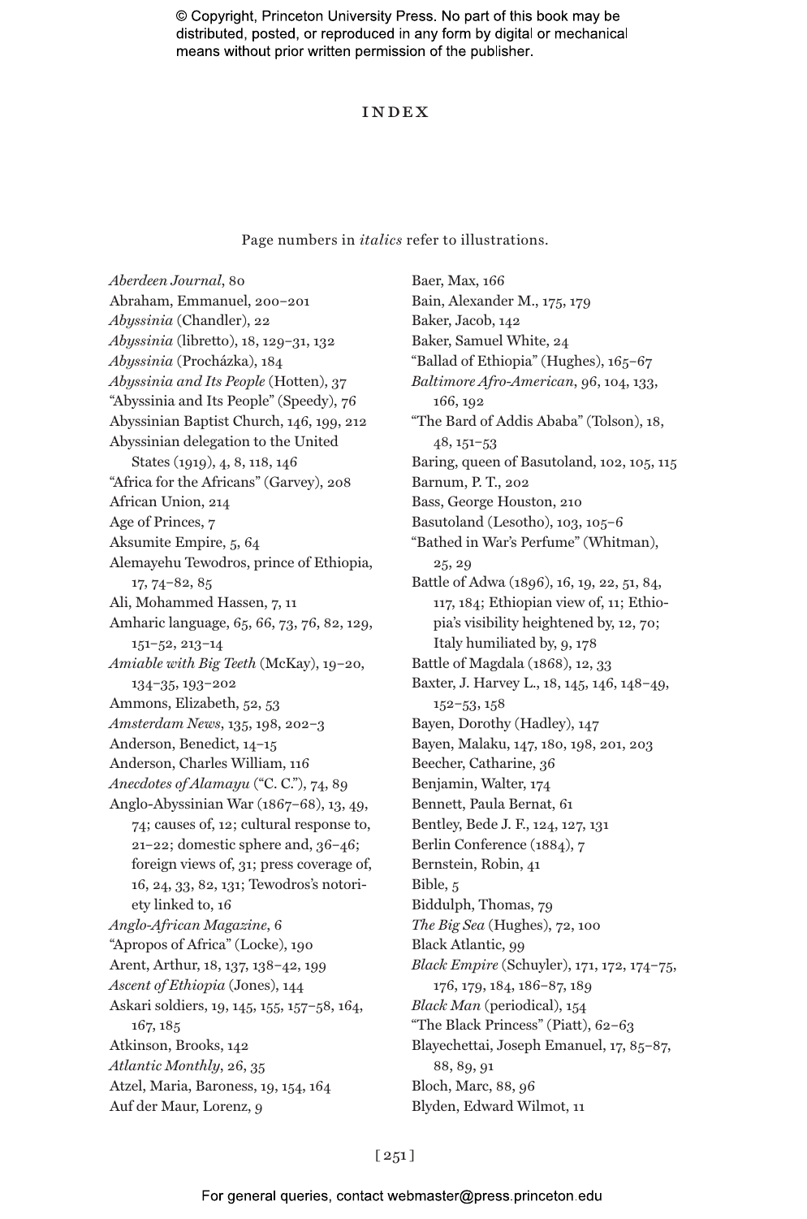# INDEX

Page numbers in *italics* refer to illustrations.

*Aberdeen Journal*, 80
Abraham, Emmanuel, 200–201
*Abyssinia* (Chandler), 22
*Abyssinia* (libretto), 18, 129–31, 132
*Abyssinia* (Procházka), 184
*Abyssinia and Its People* (Hotten), 37
"Abyssinia and Its People" (Speedy), 76
Abyssinian Baptist Church, 146, 199, 212
Abyssinian delegation to the United States (1919), 4, 8, 118, 146
"Africa for the Africans" (Garvey), 208
African Union, 214
Age of Princes, 7
Aksumite Empire, 5, 64
Alemayehu Tewodros, prince of Ethiopia, 17, 74–82, 85
Ali, Mohammed Hassen, 7, 11
Amharic language, 65, 66, 73, 76, 82, 129, 151–52, 213–14
*Amiable with Big Teeth* (McKay), 19–20, 134–35, 193–202
Ammons, Elizabeth, 52, 53
*Amsterdam News*, 135, 198, 202–3
Anderson, Benedict, 14–15
Anderson, Charles William, 116
*Anecdotes of Alamayu* ("C. C."), 74, 89
Anglo-Abyssinian War (1867–68), 13, 49, 74; causes of, 12; cultural response to, 21–22; domestic sphere and, 36–46; foreign views of, 31; press coverage of, 16, 24, 33, 82, 131; Tewodros's notoriety linked to, 16
*Anglo-African Magazine*, 6
"Apropos of Africa" (Locke), 190
Arent, Arthur, 18, 137, 138–42, 199
*Ascent of Ethiopia* (Jones), 144
Askari soldiers, 19, 145, 155, 157–58, 164, 167, 185
Atkinson, Brooks, 142
*Atlantic Monthly*, 26, 35
Atzel, Maria, Baroness, 19, 154, 164
Auf der Maur, Lorenz, 9
Baer, Max, 166
Bain, Alexander M., 175, 179
Baker, Jacob, 142
Baker, Samuel White, 24
"Ballad of Ethiopia" (Hughes), 165–67
*Baltimore Afro-American*, 96, 104, 133, 166, 192
"The Bard of Addis Ababa" (Tolson), 18, 48, 151–53
Baring, queen of Basutoland, 102, 105, 115
Barnum, P. T., 202
Bass, George Houston, 210
Basutoland (Lesotho), 103, 105–6
"Bathed in War's Perfume" (Whitman), 25, 29
Battle of Adwa (1896), 16, 19, 22, 51, 84, 117, 184; Ethiopian view of, 11; Ethiopia's visibility heightened by, 12, 70; Italy humiliated by, 9, 178
Battle of Magdala (1868), 12, 33
Baxter, J. Harvey L., 18, 145, 146, 148–49, 152–53, 158
Bayen, Dorothy (Hadley), 147
Bayen, Malaku, 147, 180, 198, 201, 203
Beecher, Catharine, 36
Benjamin, Walter, 174
Bennett, Paula Bernat, 61
Bentley, Bede J. F., 124, 127, 131
Berlin Conference (1884), 7
Bernstein, Robin, 41
Bible, 5
Biddulph, Thomas, 79
*The Big Sea* (Hughes), 72, 100
Black Atlantic, 99
*Black Empire* (Schuyler), 171, 172, 174–75, 176, 179, 184, 186–87, 189
*Black Man* (periodical), 154
"The Black Princess" (Piatt), 62–63
Blayechettai, Joseph Emanuel, 17, 85–87, 88, 89, 91
Bloch, Marc, 88, 96
Blyden, Edward Wilmot, 11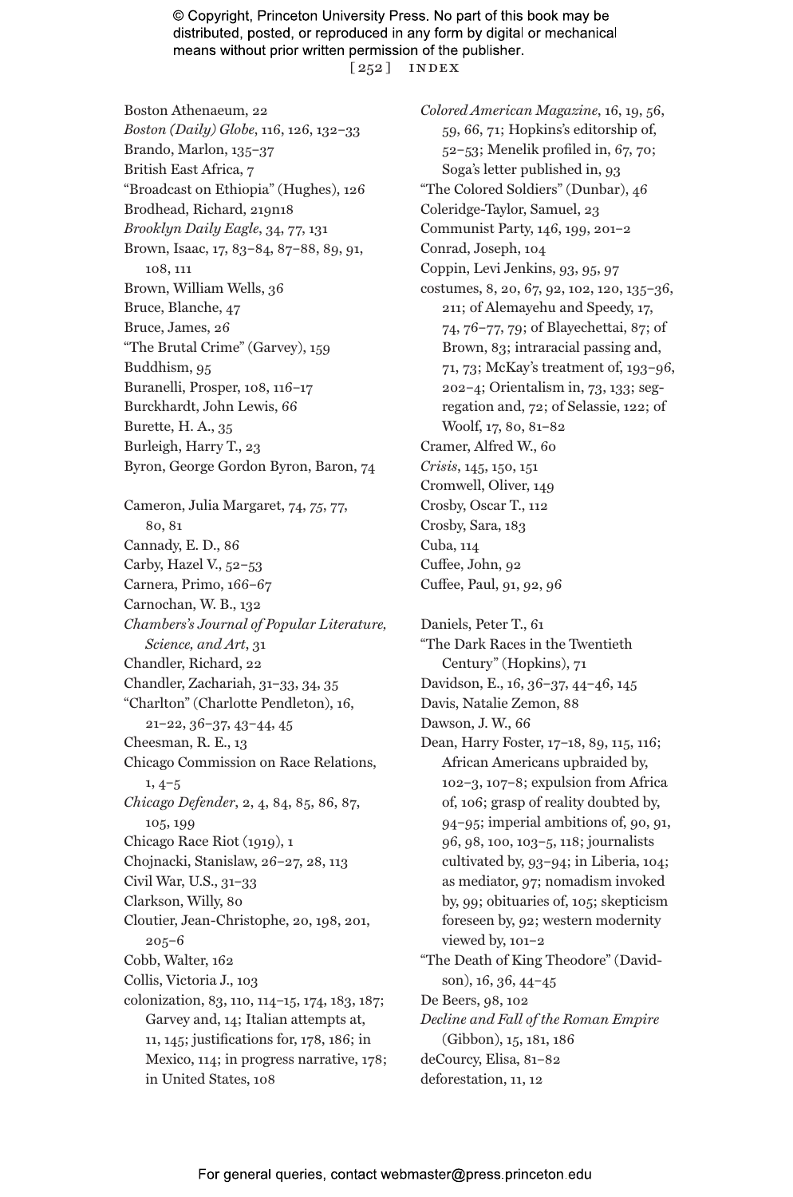Boston Athenaeum, 22
*Boston (Daily) Globe*, 116, 126, 132–33
Brando, Marlon, 135–37
British East Africa, 7
“Broadcast on Ethiopia” (Hughes), 126
Brodhead, Richard, 219n18
*Brooklyn Daily Eagle*, 34, 77, 131
Brown, Isaac, 17, 83–84, 87–88, 89, 91, 108, 111
Brown, William Wells, 36
Bruce, Blanche, 47
Bruce, James, 26
“The Brutal Crime” (Garvey), 159
Buddhism, 95
Buranelli, Prosper, 108, 116–17
Burckhardt, John Lewis, 66
Burette, H. A., 35
Burleigh, Harry T., 23
Byron, George Gordon Byron, Baron, 74

Cameron, Julia Margaret, 74, *75*, 77, 80, 81
Cannady, E. D., 86
Carby, Hazel V., 52–53
Carnera, Primo, 166–67
Carnochan, W. B., 132
*Chambers’s Journal of Popular Literature, Science, and Art*, 31
Chandler, Richard, 22
Chandler, Zachariah, 31–33, 34, 35
“Charlton” (Charlotte Pendleton), 16, 21–22, 36–37, 43–44, 45
Cheesman, R. E., 13
Chicago Commission on Race Relations, 1, 4–5
*Chicago Defender*, 2, 4, 84, 85, 86, 87, 105, 199
Chicago Race Riot (1919), 1
Chojnacki, Stanislaw, 26–27, 28, 113
Civil War, U.S., 31–33
Clarkson, Willy, 80
Cloutier, Jean-Christophe, 20, 198, 201, 205–6
Cobb, Walter, 162
Collis, Victoria J., 103
colonization, 83, 110, 114–15, 174, 183, 187; Garvey and, 14; Italian attempts at, 11, 145; justifications for, 178, 186; in Mexico, 114; in progress narrative, 178; in United States, 108

*Colored American Magazine*, 16, 19, 56, 59, 66, 71; Hopkins’s editorship of, 52–53; Menelik profiled in, 67, 70; Soga’s letter published in, 93
“The Colored Soldiers” (Dunbar), 46
Coleridge-Taylor, Samuel, 23
Communist Party, 146, 199, 201–2
Conrad, Joseph, 104
Coppin, Levi Jenkins, 93, 95, 97
costumes, 8, 20, 67, 92, 102, 120, 135–36, 211; of Alemayehu and Speedy, 17, 74, 76–77, 79; of Blayechettai, 87; of Brown, 83; intraracial passing and, 71, 73; McKay’s treatment of, 193–96, 202–4; Orientalism in, 73, 133; segregation and, 72; of Selassie, 122; of Woolf, 17, 80, 81–82
Cramer, Alfred W., 60
*Crisis*, 145, 150, 151
Cromwell, Oliver, 149
Crosby, Oscar T., 112
Crosby, Sara, 183
Cuba, 114
Cuffee, John, 92
Cuffee, Paul, 91, 92, 96

Daniels, Peter T., 61
“The Dark Races in the Twentieth Century” (Hopkins), 71
Davidson, E., 16, 36–37, 44–46, 145
Davis, Natalie Zemon, 88
Dawson, J. W., 66
Dean, Harry Foster, 17–18, 89, 115, 116; African Americans upbraided by, 102–3, 107–8; expulsion from Africa of, 106; grasp of reality doubted by, 94–95; imperial ambitions of, 90, 91, 96, 98, 100, 103–5, 118; journalists cultivated by, 93–94; in Liberia, 104; as mediator, 97; nomadism invoked by, 99; obituaries of, 105; skepticism foreseen by, 92; western modernity viewed by, 101–2
“The Death of King Theodore” (Davidson), 16, 36, 44–45
De Beers, 98, 102
*Decline and Fall of the Roman Empire* (Gibbon), 15, 181, 186
deCourcy, Elisa, 81–82
deforestation, 11, 12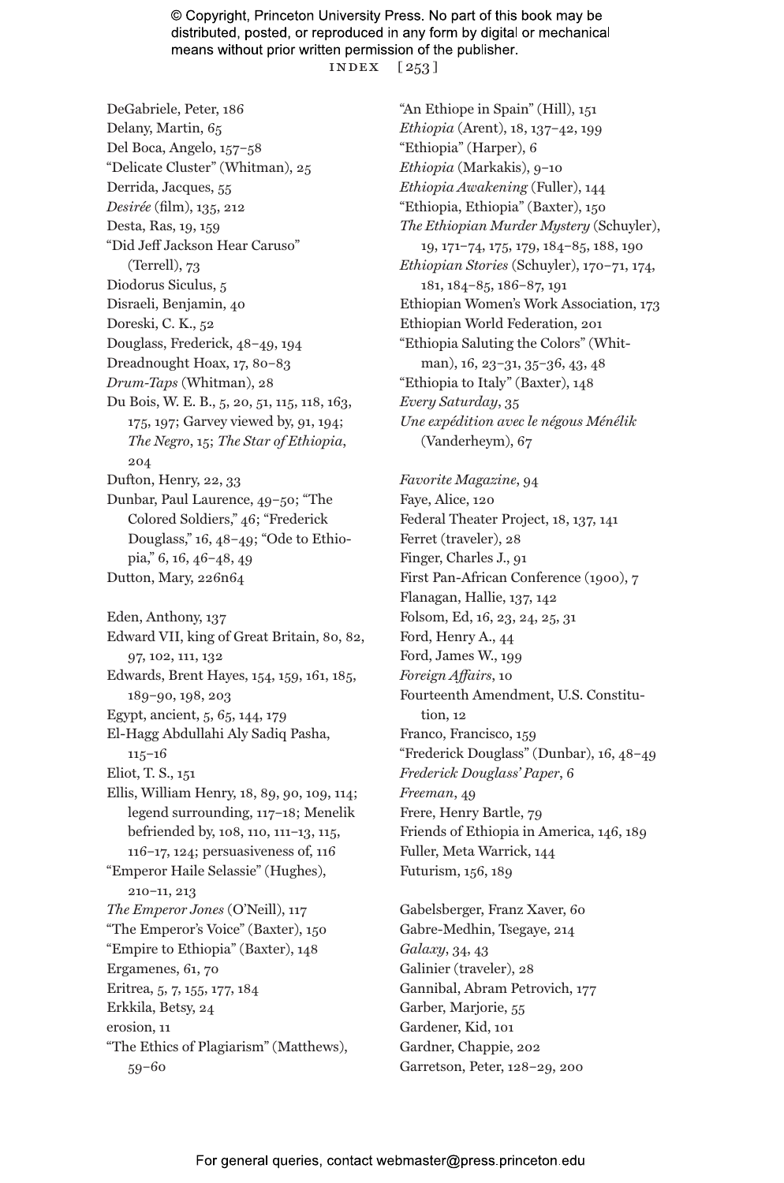DeGabriele, Peter, 186
Delany, Martin, 65
Del Boca, Angelo, 157–58
"Delicate Cluster" (Whitman), 25
Derrida, Jacques, 55
*Desirée* (film), 135, 212
Desta, Ras, 19, 159
"Did Jeff Jackson Hear Caruso" (Terrell), 73
Diodorus Siculus, 5
Disraeli, Benjamin, 40
Doreski, C. K., 52
Douglass, Frederick, 48–49, 194
Dreadnought Hoax, 17, 80–83
*Drum-Taps* (Whitman), 28
Du Bois, W. E. B., 5, 20, 51, 115, 118, 163, 175, 197; Garvey viewed by, 91, 194; *The Negro*, 15; *The Star of Ethiopia*, 204
Dufton, Henry, 22, 33
Dunbar, Paul Laurence, 49–50; "The Colored Soldiers," 46; "Frederick Douglass," 16, 48–49; "Ode to Ethiopia," 6, 16, 46–48, 49
Dutton, Mary, 226n64

Eden, Anthony, 137
Edward VII, king of Great Britain, 80, 82, 97, 102, 111, 132
Edwards, Brent Hayes, 154, 159, 161, 185, 189–90, 198, 203
Egypt, ancient, 5, 65, 144, 179
El-Hagg Abdullahi Aly Sadiq Pasha, 115–16
Eliot, T. S., 151
Ellis, William Henry, 18, 89, 90, 109, 114; legend surrounding, 117–18; Menelik befriended by, 108, 110, 111–13, 115, 116–17, 124; persuasiveness of, 116
"Emperor Haile Selassie" (Hughes), 210–11, 213
*The Emperor Jones* (O'Neill), 117
"The Emperor's Voice" (Baxter), 150
"Empire to Ethiopia" (Baxter), 148
Ergamenes, 61, 70
Eritrea, 5, 7, 155, 177, 184
Erkkila, Betsy, 24
erosion, 11
"The Ethics of Plagiarism" (Matthews), 59–60
"An Ethiope in Spain" (Hill), 151
*Ethiopia* (Arent), 18, 137–42, 199
"Ethiopia" (Harper), 6
*Ethiopia* (Markakis), 9–10
*Ethiopia Awakening* (Fuller), 144
"Ethiopia, Ethiopia" (Baxter), 150
*The Ethiopian Murder Mystery* (Schuyler), 19, 171–74, 175, 179, 184–85, 188, 190
*Ethiopian Stories* (Schuyler), 170–71, 174, 181, 184–85, 186–87, 191
Ethiopian Women's Work Association, 173
Ethiopian World Federation, 201
"Ethiopia Saluting the Colors" (Whitman), 16, 23–31, 35–36, 43, 48
"Ethiopia to Italy" (Baxter), 148
*Every Saturday*, 35
*Une expédition avec le négous Ménélik* (Vanderheym), 67

*Favorite Magazine*, 94
Faye, Alice, 120
Federal Theater Project, 18, 137, 141
Ferret (traveler), 28
Finger, Charles J., 91
First Pan-African Conference (1900), 7
Flanagan, Hallie, 137, 142
Folsom, Ed, 16, 23, 24, 25, 31
Ford, Henry A., 44
Ford, James W., 199
*Foreign Affairs*, 10
Fourteenth Amendment, U.S. Constitution, 12
Franco, Francisco, 159
"Frederick Douglass" (Dunbar), 16, 48–49
*Frederick Douglass' Paper*, 6
*Freeman*, 49
Frere, Henry Bartle, 79
Friends of Ethiopia in America, 146, 189
Fuller, Meta Warrick, 144
Futurism, 156, 189

Gabelsberger, Franz Xaver, 60
Gabre-Medhin, Tsegaye, 214
*Galaxy*, 34, 43
Galinier (traveler), 28
Gannibal, Abram Petrovich, 177
Garber, Marjorie, 55
Gardener, Kid, 101
Gardner, Chappie, 202
Garretson, Peter, 128–29, 200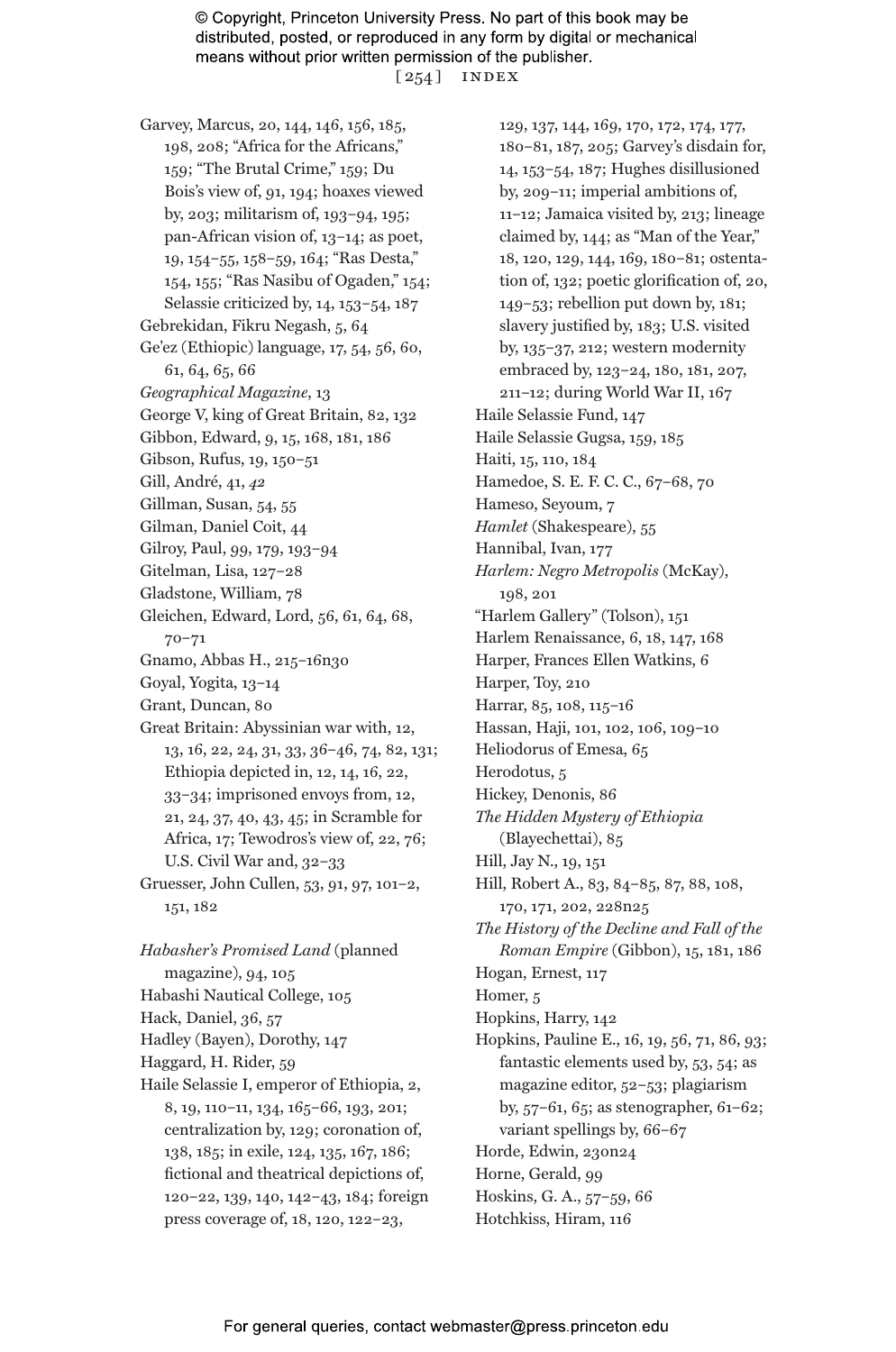Garvey, Marcus, 20, 144, 146, 156, 185, 198, 208; "Africa for the Africans," 159; "The Brutal Crime," 159; Du Bois's view of, 91, 194; hoaxes viewed by, 203; militarism of, 193–94, 195; pan-African vision of, 13–14; as poet, 19, 154–55, 158–59, 164; "Ras Desta," 154, 155; "Ras Nasibu of Ogaden," 154; Selassie criticized by, 14, 153–54, 187

Gebrekidan, Fikru Negash, 5, 64

Ge'ez (Ethiopic) language, 17, 54, 56, 60, 61, 64, 65, 66

*Geographical Magazine*, 13

George V, king of Great Britain, 82, 132

Gibbon, Edward, 9, 15, 168, 181, 186

Gibson, Rufus, 19, 150–51

Gill, André, 41, *42*

Gillman, Susan, 54, 55

Gilman, Daniel Coit, 44

Gilroy, Paul, 99, 179, 193–94

Gitelman, Lisa, 127–28

Gladstone, William, 78

Gleichen, Edward, Lord, 56, 61, 64, 68, 70–71

Gnamo, Abbas H., 215–16n30

Goyal, Yogita, 13–14

Grant, Duncan, 80

Great Britain: Abyssinian war with, 12, 13, 16, 22, 24, 31, 33, 36–46, 74, 82, 131; Ethiopia depicted in, 12, 14, 16, 22, 33–34; imprisoned envoys from, 12, 21, 24, 37, 40, 43, 45; in Scramble for Africa, 17; Tewodros's view of, 22, 76; U.S. Civil War and, 32–33

Gruesser, John Cullen, 53, 91, 97, 101–2, 151, 182

*Habasher's Promised Land* (planned magazine), 94, 105

Habashi Nautical College, 105

Hack, Daniel, 36, 57

Hadley (Bayen), Dorothy, 147

Haggard, H. Rider, 59

Haile Selassie I, emperor of Ethiopia, 2, 8, 19, 110–11, 134, 165–66, 193, 201; centralization by, 129; coronation of, 138, 185; in exile, 124, 135, 167, 186; fictional and theatrical depictions of, 120–22, 139, 140, 142–43, 184; foreign press coverage of, 18, 120, 122–23, 129, 137, 144, 169, 170, 172, 174, 177, 180–81, 187, 205; Garvey's disdain for, 14, 153–54, 187; Hughes disillusioned by, 209–11; imperial ambitions of, 11–12; Jamaica visited by, 213; lineage claimed by, 144; as "Man of the Year," 18, 120, 129, 144, 169, 180–81; ostentation of, 132; poetic glorification of, 20, 149–53; rebellion put down by, 181; slavery justified by, 183; U.S. visited by, 135–37, 212; western modernity embraced by, 123–24, 180, 181, 207, 211–12; during World War II, 167

Haile Selassie Fund, 147

Haile Selassie Gugsa, 159, 185

Haiti, 15, 110, 184

Hamedoe, S. E. F. C. C., 67–68, 70

Hameso, Seyoum, 7

*Hamlet* (Shakespeare), 55

Hannibal, Ivan, 177

*Harlem: Negro Metropolis* (McKay), 198, 201

"Harlem Gallery" (Tolson), 151

Harlem Renaissance, 6, 18, 147, 168

Harper, Frances Ellen Watkins, 6

Harper, Toy, 210

Harrar, 85, 108, 115–16

Hassan, Haji, 101, 102, 106, 109–10

Heliodorus of Emesa, 65

Herodotus, 5

Hickey, Denonis, 86

*The Hidden Mystery of Ethiopia* (Blayechettai), 85

Hill, Jay N., 19, 151

Hill, Robert A., 83, 84–85, 87, 88, 108, 170, 171, 202, 228n25

*The History of the Decline and Fall of the Roman Empire* (Gibbon), 15, 181, 186

Hogan, Ernest, 117

Homer, 5

Hopkins, Harry, 142

Hopkins, Pauline E., 16, 19, 56, 71, 86, 93; fantastic elements used by, 53, 54; as magazine editor, 52–53; plagiarism by, 57–61, 65; as stenographer, 61–62; variant spellings by, 66–67

Horde, Edwin, 230n24

Horne, Gerald, 99

Hoskins, G. A., 57–59, 66

Hotchkiss, Hiram, 116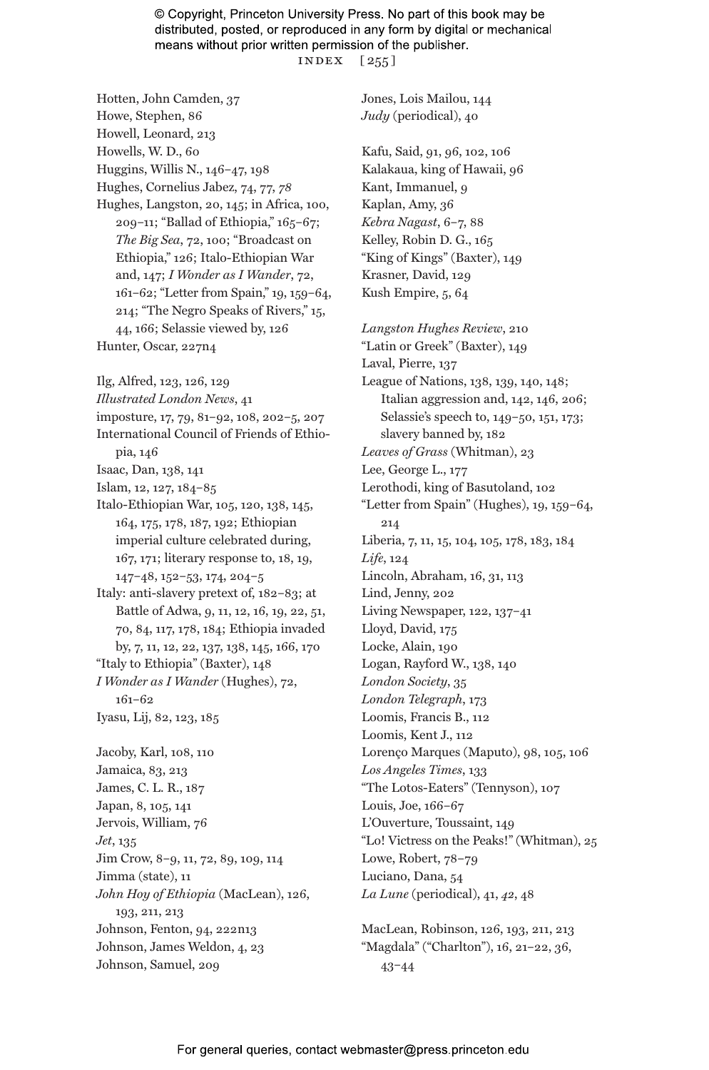Hotten, John Camden, 37
Howe, Stephen, 86
Howell, Leonard, 213
Howells, W. D., 60
Huggins, Willis N., 146–47, 198
Hughes, Cornelius Jabez, 74, 77, *78*
Hughes, Langston, 20, 145; in Africa, 100, 209–11; "Ballad of Ethiopia," 165–67; *The Big Sea*, 72, 100; "Broadcast on Ethiopia," 126; Italo-Ethiopian War and, 147; *I Wonder as I Wander*, 72, 161–62; "Letter from Spain," 19, 159–64, 214; "The Negro Speaks of Rivers," 15, 44, 166; Selassie viewed by, 126
Hunter, Oscar, 227n4

Ilg, Alfred, 123, 126, 129
*Illustrated London News*, 41
imposture, 17, 79, 81–92, 108, 202–5, 207
International Council of Friends of Ethiopia, 146
Isaac, Dan, 138, 141
Islam, 12, 127, 184–85
Italo-Ethiopian War, 105, 120, 138, 145, 164, 175, 178, 187, 192; Ethiopian imperial culture celebrated during, 167, 171; literary response to, 18, 19, 147–48, 152–53, 174, 204–5
Italy: anti-slavery pretext of, 182–83; at Battle of Adwa, 9, 11, 12, 16, 19, 22, 51, 70, 84, 117, 178, 184; Ethiopia invaded by, 7, 11, 12, 22, 137, 138, 145, 166, 170
"Italy to Ethiopia" (Baxter), 148
*I Wonder as I Wander* (Hughes), 72, 161–62
Iyasu, Lij, 82, 123, 185

Jacoby, Karl, 108, 110
Jamaica, 83, 213
James, C. L. R., 187
Japan, 8, 105, 141
Jervois, William, 76
*Jet*, 135
Jim Crow, 8–9, 11, 72, 89, 109, 114
Jimma (state), 11
*John Hoy of Ethiopia* (MacLean), 126, 193, 211, 213
Johnson, Fenton, 94, 222n13
Johnson, James Weldon, 4, 23
Johnson, Samuel, 209

Jones, Lois Mailou, 144
*Judy* (periodical), 40

Kafu, Said, 91, 96, 102, 106
Kalakaua, king of Hawaii, *96*
Kant, Immanuel, 9
Kaplan, Amy, 36
*Kebra Nagast*, 6–7, 88
Kelley, Robin D. G., 165
"King of Kings" (Baxter), 149
Krasner, David, 129
Kush Empire, 5, 64

*Langston Hughes Review*, 210
"Latin or Greek" (Baxter), 149
Laval, Pierre, 137
League of Nations, 138, 139, 140, 148; Italian aggression and, 142, 146, 206; Selassie's speech to, 149–50, 151, 173; slavery banned by, 182
*Leaves of Grass* (Whitman), 23
Lee, George L., 177
Lerothodi, king of Basutoland, 102
"Letter from Spain" (Hughes), 19, 159–64, 214
Liberia, 7, 11, 15, 104, 105, 178, 183, 184
*Life*, 124
Lincoln, Abraham, 16, 31, 113
Lind, Jenny, 202
Living Newspaper, 122, 137–41
Lloyd, David, 175
Locke, Alain, 190
Logan, Rayford W., 138, 140
*London Society*, 35
*London Telegraph*, 173
Loomis, Francis B., 112
Loomis, Kent J., 112
Lorenço Marques (Maputo), 98, 105, 106
*Los Angeles Times*, 133
"The Lotos-Eaters" (Tennyson), 107
Louis, Joe, 166–67
L'Ouverture, Toussaint, 149
"Lo! Victress on the Peaks!" (Whitman), 25
Lowe, Robert, 78–79
Luciano, Dana, 54
*La Lune* (periodical), 41, *42*, 48

MacLean, Robinson, 126, 193, 211, 213
"Magdala" ("Charlton"), 16, 21–22, 36, 43–44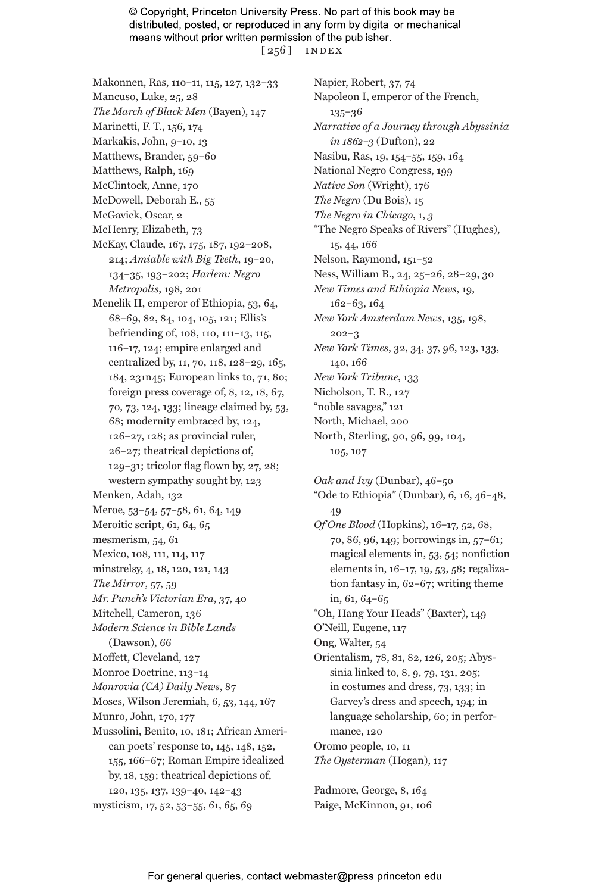Makonnen, Ras, 110–11, 115, 127, 132–33
Mancuso, Luke, 25, 28
*The March of Black Men* (Bayen), 147
Marinetti, F. T., 156, 174
Markakis, John, 9–10, 13
Matthews, Brander, 59–60
Matthews, Ralph, 169
McClintock, Anne, 170
McDowell, Deborah E., 55
McGavick, Oscar, 2
McHenry, Elizabeth, 73
McKay, Claude, 167, 175, 187, 192–208, 214; *Amiable with Big Teeth*, 19–20, 134–35, 193–202; *Harlem: Negro Metropolis*, 198, 201
Menelik II, emperor of Ethiopia, 53, 64, 68–69, 82, 84, 104, 105, 121; Ellis's befriending of, 108, 110, 111–13, 115, 116–17, 124; empire enlarged and centralized by, 11, 70, 118, 128–29, 165, 184, 231n45; European links to, 71, 80; foreign press coverage of, 8, 12, 18, 67, 70, 73, 124, 133; lineage claimed by, 53, 68; modernity embraced by, 124, 126–27, 128; as provincial ruler, 26–27; theatrical depictions of, 129–31; tricolor flag flown by, 27, 28; western sympathy sought by, 123
Menken, Adah, 132
Meroe, 53–54, 57–58, 61, 64, 149
Meroitic script, 61, 64, 65
mesmerism, 54, 61
Mexico, 108, 111, 114, 117
minstrelsy, 4, 18, 120, 121, 143
*The Mirror*, 57, 59
*Mr. Punch's Victorian Era*, 37, 40
Mitchell, Cameron, 136
*Modern Science in Bible Lands* (Dawson), 66
Moffett, Cleveland, 127
Monroe Doctrine, 113–14
*Monrovia (CA) Daily News*, 87
Moses, Wilson Jeremiah, 6, 53, 144, 167
Munro, John, 170, 177
Mussolini, Benito, 10, 181; African American poets' response to, 145, 148, 152, 155, 166–67; Roman Empire idealized by, 18, 159; theatrical depictions of, 120, 135, 137, 139–40, 142–43
mysticism, 17, 52, 53–55, 61, 65, 69

Napier, Robert, 37, 74
Napoleon I, emperor of the French, 135–36
*Narrative of a Journey through Abyssinia in 1862–3* (Dufton), 22
Nasibu, Ras, 19, 154–55, 159, 164
National Negro Congress, 199
*Native Son* (Wright), 176
*The Negro* (Du Bois), 15
*The Negro in Chicago*, 1, *3*
"The Negro Speaks of Rivers" (Hughes), 15, 44, 166
Nelson, Raymond, 151–52
Ness, William B., 24, 25–26, 28–29, 30
*New Times and Ethiopia News*, 19, 162–63, 164
*New York Amsterdam News*, 135, 198, 202–3
*New York Times*, 32, 34, 37, 96, 123, 133, 140, 166
*New York Tribune*, 133
Nicholson, T. R., 127
"noble savages," 121
North, Michael, 200
North, Sterling, 90, 96, 99, 104, 105, 107

*Oak and Ivy* (Dunbar), 46–50
"Ode to Ethiopia" (Dunbar), 6, 16, 46–48, 49
*Of One Blood* (Hopkins), 16–17, 52, 68, 70, 86, 96, 149; borrowings in, 57–61; magical elements in, 53, 54; nonfiction elements in, 16–17, 19, 53, 58; regalization fantasy in, 62–67; writing theme in, 61, 64–65
"Oh, Hang Your Heads" (Baxter), 149
O'Neill, Eugene, 117
Ong, Walter, 54
Orientalism, 78, 81, 82, 126, 205; Abyssinia linked to, 8, 9, 79, 131, 205; in costumes and dress, 73, 133; in Garvey's dress and speech, 194; in language scholarship, 60; in performance, 120
Oromo people, 10, 11
*The Oysterman* (Hogan), 117

Padmore, George, 8, 164
Paige, McKinnon, 91, 106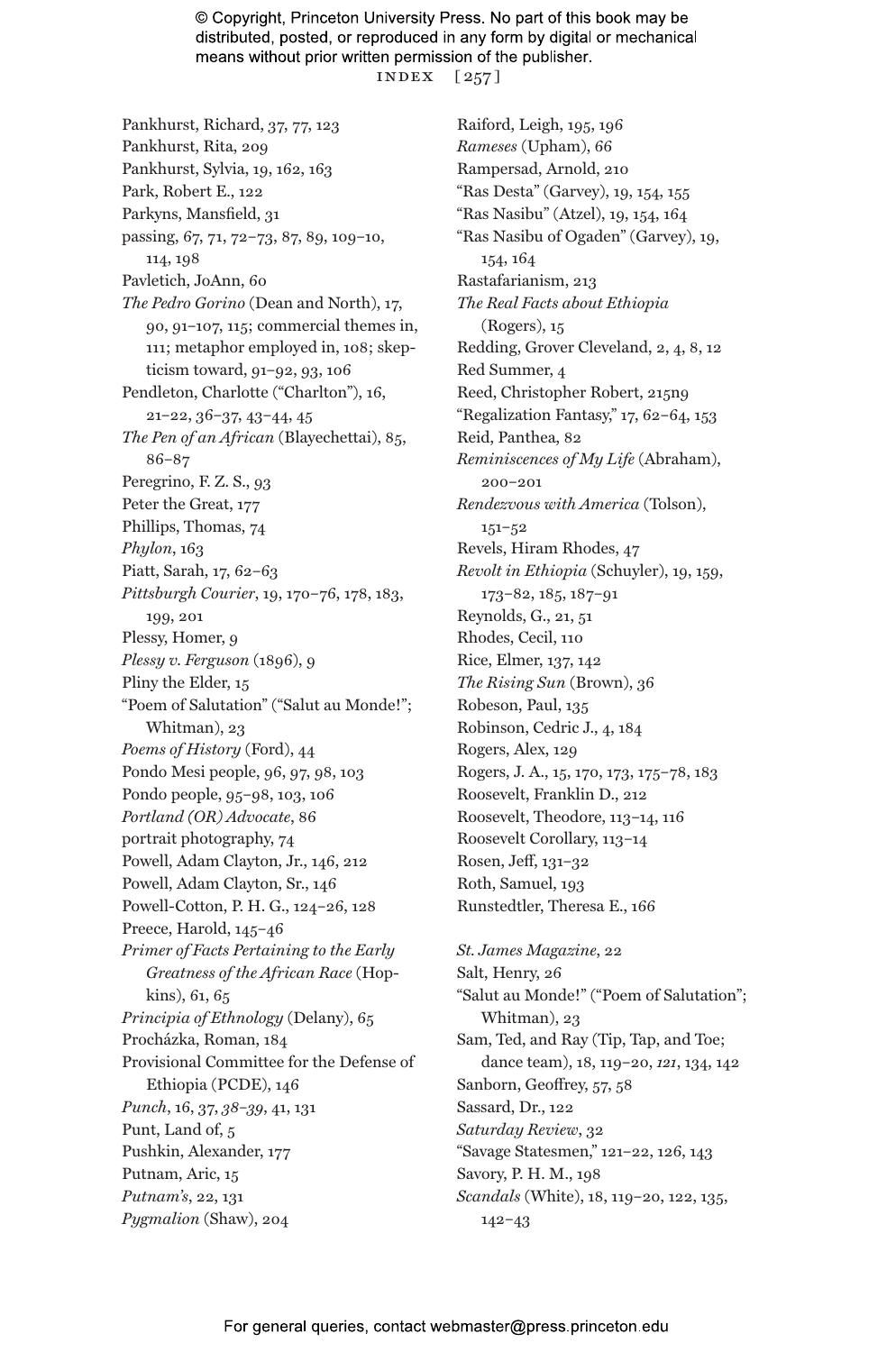Pankhurst, Richard, 37, 77, 123
Pankhurst, Rita, 209
Pankhurst, Sylvia, 19, 162, 163
Park, Robert E., 122
Parkyns, Mansfield, 31
passing, 67, 71, 72–73, 87, 89, 109–10, 114, 198
Pavletich, JoAnn, 60
*The Pedro Gorino* (Dean and North), 17, 90, 91–107, 115; commercial themes in, 111; metaphor employed in, 108; skepticism toward, 91–92, 93, 106
Pendleton, Charlotte ("Charlton"), 16, 21–22, 36–37, 43–44, 45
*The Pen of an African* (Blayechettai), 85, 86–87
Peregrino, F. Z. S., 93
Peter the Great, 177
Phillips, Thomas, 74
*Phylon*, 163
Piatt, Sarah, 17, 62–63
*Pittsburgh Courier*, 19, 170–76, 178, 183, 199, 201
Plessy, Homer, 9
*Plessy v. Ferguson* (1896), 9
Pliny the Elder, 15
"Poem of Salutation" ("Salut au Monde!"; Whitman), 23
*Poems of History* (Ford), 44
Pondo Mesi people, 96, 97, 98, 103
Pondo people, 95–98, 103, 106
*Portland (OR) Advocate*, 86
portrait photography, 74
Powell, Adam Clayton, Jr., 146, 212
Powell, Adam Clayton, Sr., 146
Powell-Cotton, P. H. G., 124–26, 128
Preece, Harold, 145–46
*Primer of Facts Pertaining to the Early Greatness of the African Race* (Hopkins), 61, 65
*Principia of Ethnology* (Delany), 65
Procházka, Roman, 184
Provisional Committee for the Defense of Ethiopia (PCDE), 146
*Punch*, 16, 37, *38–39*, 41, 131
Punt, Land of, 5
Pushkin, Alexander, 177
Putnam, Aric, 15
*Putnam's*, 22, 131
*Pygmalion* (Shaw), 204

Raiford, Leigh, 195, 196
*Rameses* (Upham), 66
Rampersad, Arnold, 210
"Ras Desta" (Garvey), 19, 154, 155
"Ras Nasibu" (Atzel), 19, 154, 164
"Ras Nasibu of Ogaden" (Garvey), 19, 154, 164
Rastafarianism, 213
*The Real Facts about Ethiopia* (Rogers), 15
Redding, Grover Cleveland, 2, 4, 8, 12
Red Summer, 4
Reed, Christopher Robert, 215n9
"Regalization Fantasy," 17, 62–64, 153
Reid, Panthea, 82
*Reminiscences of My Life* (Abraham), 200–201
*Rendezvous with America* (Tolson), 151–52
Revels, Hiram Rhodes, 47
*Revolt in Ethiopia* (Schuyler), 19, 159, 173–82, 185, 187–91
Reynolds, G., 21, 51
Rhodes, Cecil, 110
Rice, Elmer, 137, 142
*The Rising Sun* (Brown), 36
Robeson, Paul, 135
Robinson, Cedric J., 4, 184
Rogers, Alex, 129
Rogers, J. A., 15, 170, 173, 175–78, 183
Roosevelt, Franklin D., 212
Roosevelt, Theodore, 113–14, 116
Roosevelt Corollary, 113–14
Rosen, Jeff, 131–32
Roth, Samuel, 193
Runstedtler, Theresa E., 166

*St. James Magazine*, 22
Salt, Henry, 26
"Salut au Monde!" ("Poem of Salutation"; Whitman), 23
Sam, Ted, and Ray (Tip, Tap, and Toe; dance team), 18, 119–20, *121*, 134, 142
Sanborn, Geoffrey, 57, 58
Sassard, Dr., 122
*Saturday Review*, 32
"Savage Statesmen," 121–22, 126, 143
Savory, P. H. M., 198
*Scandals* (White), 18, 119–20, 122, 135, 142–43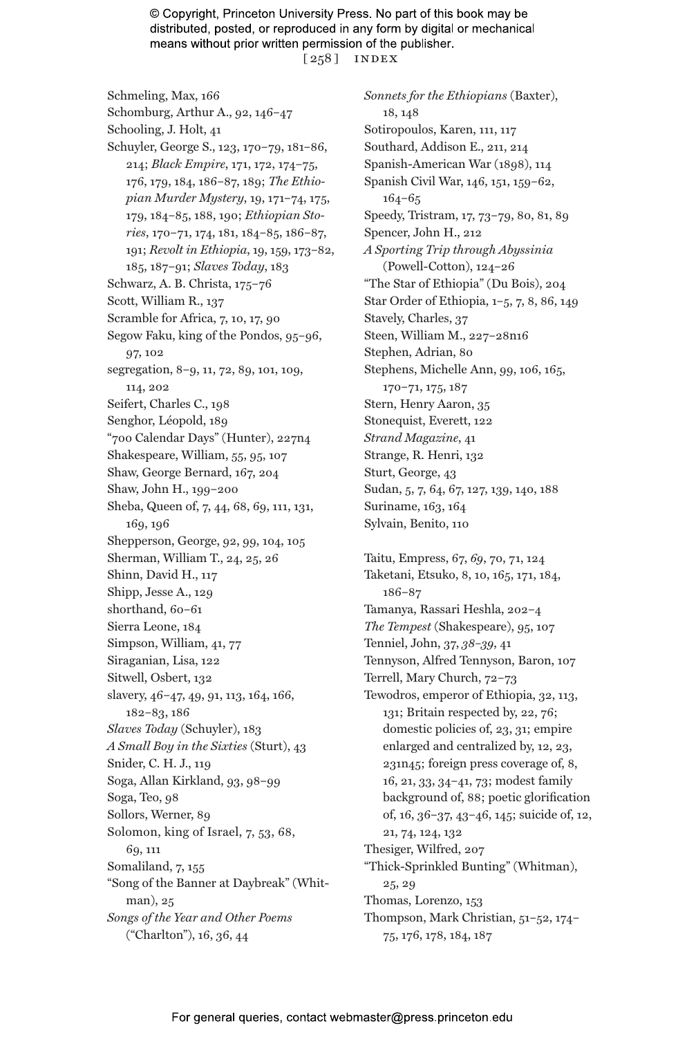Schmeling, Max, 166
Schomburg, Arthur A., 92, 146–47
Schooling, J. Holt, 41
Schuyler, George S., 123, 170–79, 181–86, 214; *Black Empire*, 171, 172, 174–75, 176, 179, 184, 186–87, 189; *The Ethiopian Murder Mystery*, 19, 171–74, 175, 179, 184–85, 188, 190; *Ethiopian Stories*, 170–71, 174, 181, 184–85, 186–87, 191; *Revolt in Ethiopia*, 19, 159, 173–82, 185, 187–91; *Slaves Today*, 183
Schwarz, A. B. Christa, 175–76
Scott, William R., 137
Scramble for Africa, 7, 10, 17, 90
Segow Faku, king of the Pondos, 95–96, 97, 102
segregation, 8–9, 11, 72, 89, 101, 109, 114, 202
Seifert, Charles C., 198
Senghor, Léopold, 189
"700 Calendar Days" (Hunter), 227n4
Shakespeare, William, 55, 95, 107
Shaw, George Bernard, 167, 204
Shaw, John H., 199–200
Sheba, Queen of, 7, 44, 68, 69, 111, 131, 169, 196
Shepperson, George, 92, 99, 104, 105
Sherman, William T., 24, 25, 26
Shinn, David H., 117
Shipp, Jesse A., 129
shorthand, 60–61
Sierra Leone, 184
Simpson, William, 41, 77
Siraganian, Lisa, 122
Sitwell, Osbert, 132
slavery, 46–47, 49, 91, 113, 164, 166, 182–83, 186
*Slaves Today* (Schuyler), 183
*A Small Boy in the Sixties* (Sturt), 43
Snider, C. H. J., 119
Soga, Allan Kirkland, 93, 98–99
Soga, Teo, 98
Sollors, Werner, 89
Solomon, king of Israel, 7, 53, 68, 69, 111
Somaliland, 7, 155
"Song of the Banner at Daybreak" (Whitman), 25
*Songs of the Year and Other Poems* ("Charlton"), 16, 36, 44
*Sonnets for the Ethiopians* (Baxter), 18, 148
Sotiropoulos, Karen, 111, 117
Southard, Addison E., 211, 214
Spanish-American War (1898), 114
Spanish Civil War, 146, 151, 159–62, 164–65
Speedy, Tristram, 17, 73–79, 80, 81, 89
Spencer, John H., 212
*A Sporting Trip through Abyssinia* (Powell-Cotton), 124–26
"The Star of Ethiopia" (Du Bois), 204
Star Order of Ethiopia, 1–5, 7, 8, 86, 149
Stavely, Charles, 37
Steen, William M., 227–28n16
Stephen, Adrian, 80
Stephens, Michelle Ann, 99, 106, 165, 170–71, 175, 187
Stern, Henry Aaron, 35
Stonequist, Everett, 122
*Strand Magazine*, 41
Strange, R. Henri, 132
Sturt, George, 43
Sudan, 5, 7, 64, 67, 127, 139, 140, 188
Suriname, 163, 164
Sylvain, Benito, 110

Taitu, Empress, 67, *69*, 70, 71, 124
Taketani, Etsuko, 8, 10, 165, 171, 184, 186–87
Tamanya, Rassari Heshla, 202–4
*The Tempest* (Shakespeare), 95, 107
Tenniel, John, 37, *38–39*, 41
Tennyson, Alfred Tennyson, Baron, 107
Terrell, Mary Church, 72–73
Tewodros, emperor of Ethiopia, 32, 113, 131; Britain respected by, 22, 76; domestic policies of, 23, 31; empire enlarged and centralized by, 12, 23, 231n45; foreign press coverage of, 8, 16, 21, 33, 34–41, 73; modest family background of, 88; poetic glorification of, 16, 36–37, 43–46, 145; suicide of, 12, 21, 74, 124, 132
Thesiger, Wilfred, 207
"Thick-Sprinkled Bunting" (Whitman), 25, 29
Thomas, Lorenzo, 153
Thompson, Mark Christian, 51–52, 174–75, 176, 178, 184, 187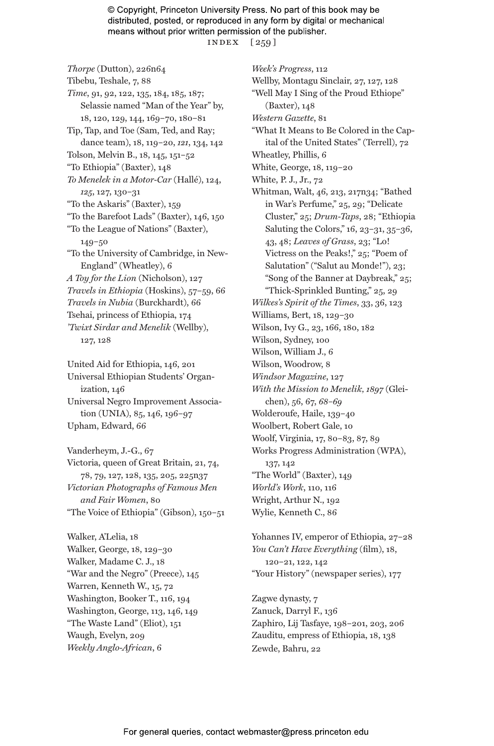*Thorpe* (Dutton), 226n64

Tibebu, Teshale, 7, 88

*Time*, 91, 92, 122, 135, 184, 185, 187; Selassie named "Man of the Year" by, 18, 120, 129, 144, 169–70, 180–81

Tip, Tap, and Toe (Sam, Ted, and Ray; dance team), 18, 119–20, *121*, 134, 142

Tolson, Melvin B., 18, 145, 151–52

"To Ethiopia" (Baxter), 148

*To Menelek in a Motor-Car* (Hallé), 124, *125*, 127, 130–31

"To the Askaris" (Baxter), 159

"To the Barefoot Lads" (Baxter), 146, 150

"To the League of Nations" (Baxter), 149–50

"To the University of Cambridge, in New-England" (Wheatley), 6

*A Toy for the Lion* (Nicholson), 127

*Travels in Ethiopia* (Hoskins), 57–59, 66

*Travels in Nubia* (Burckhardt), 66

Tsehai, princess of Ethiopia, 174

*'Twixt Sirdar and Menelik* (Wellby), 127, 128

United Aid for Ethiopia, 146, 201

Universal Ethiopian Students' Organization, 146

Universal Negro Improvement Association (UNIA), 85, 146, 196–97

Upham, Edward, 66

Vanderheym, J.-G., 67

Victoria, queen of Great Britain, 21, 74, 78, 79, 127, 128, 135, 205, 225n37

*Victorian Photographs of Famous Men and Fair Women*, 80

"The Voice of Ethiopia" (Gibson), 150–51

Walker, A'Lelia, 18

Walker, George, 18, 129–30

Walker, Madame C. J., 18

"War and the Negro" (Preece), 145

Warren, Kenneth W., 15, 72

Washington, Booker T., 116, 194

Washington, George, 113, 146, 149

"The Waste Land" (Eliot), 151

Waugh, Evelyn, 209

*Weekly Anglo-African*, 6

*Week's Progress*, 112

Wellby, Montagu Sinclair, 27, 127, 128

"Well May I Sing of the Proud Ethiope" (Baxter), 148

*Western Gazette*, 81

"What It Means to Be Colored in the Capital of the United States" (Terrell), 72

Wheatley, Phillis, 6

White, George, 18, 119–20

White, P. J., Jr., 72

Whitman, Walt, 46, 213, 217n34; "Bathed in War's Perfume," 25, 29; "Delicate Cluster," 25; *Drum-Taps*, 28; "Ethiopia Saluting the Colors," 16, 23–31, 35–36, 43, 48; *Leaves of Grass*, 23; "Lo! Victress on the Peaks!," 25; "Poem of Salutation" ("Salut au Monde!"), 23; "Song of the Banner at Daybreak," 25; "Thick-Sprinkled Bunting," 25, 29

*Wilkes's Spirit of the Times*, 33, 36, 123

Williams, Bert, 18, 129–30

Wilson, Ivy G., 23, 166, 180, 182

Wilson, Sydney, 100

Wilson, William J., 6

Wilson, Woodrow, 8

*Windsor Magazine*, 127

*With the Mission to Menelik, 1897* (Gleichen), 56, 67, *68–69*

Wolderoufe, Haile, 139–40

Woolbert, Robert Gale, 10

Woolf, Virginia, 17, 80–83, 87, 89

Works Progress Administration (WPA), 137, 142

"The World" (Baxter), 149

*World's Work*, 110, 116

Wright, Arthur N., 192

Wylie, Kenneth C., 86

Yohannes IV, emperor of Ethiopia, 27–28

*You Can't Have Everything* (film), 18, 120–21, 122, 142

"Your History" (newspaper series), 177

Zagwe dynasty, 7

Zanuck, Darryl F., 136

Zaphiro, Lij Tasfaye, 198–201, 203, 206

Zauditu, empress of Ethiopia, 18, 138

Zewde, Bahru, 22